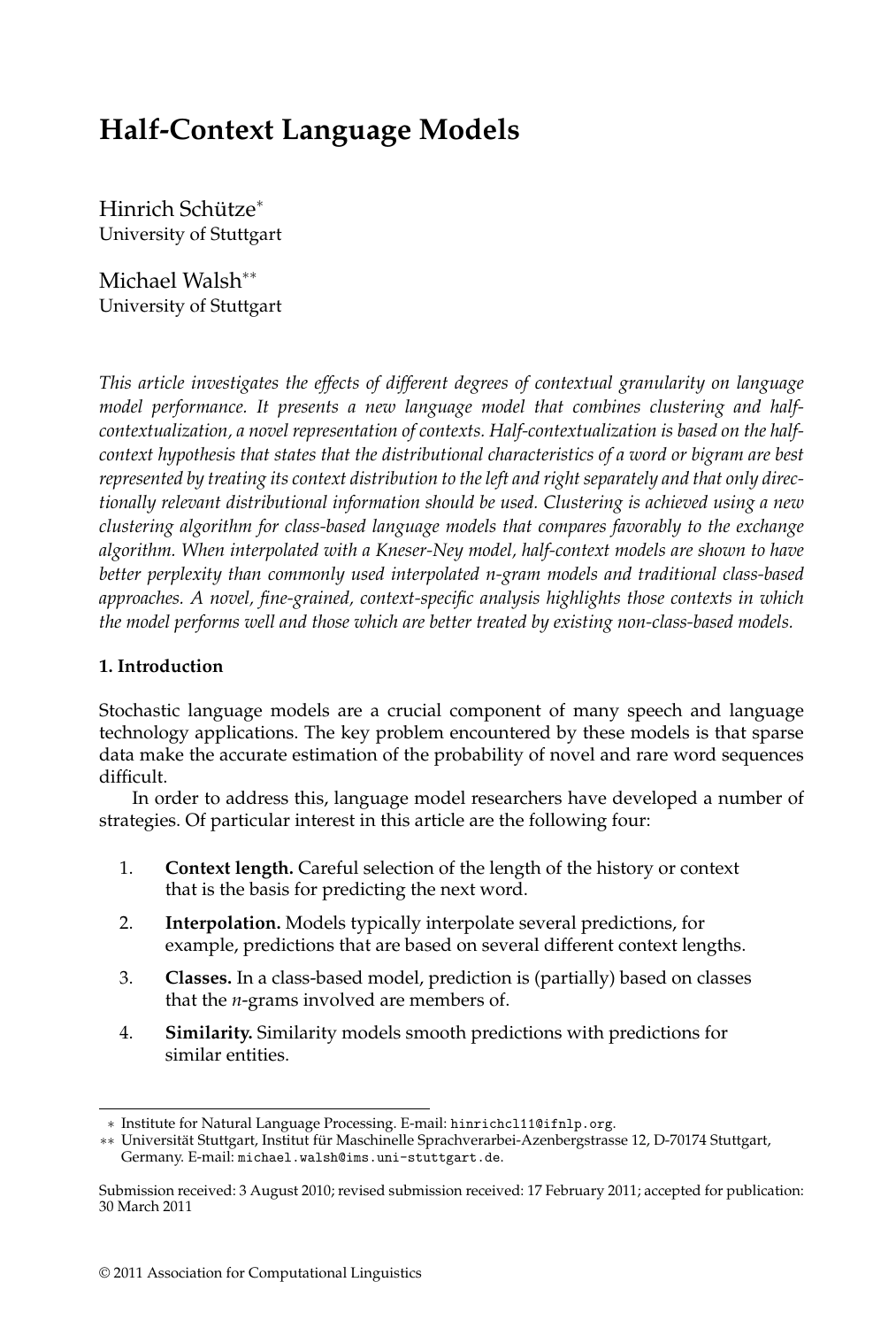# Half-Context Language Models

Hinrich Schütze[∗]
University of Stuttgart

Michael Walsh[∗∗]
University of Stuttgart

*This article investigates the effects of different degrees of contextual granularity on language model performance. It presents a new language model that combines clustering and half-contextualization, a novel representation of contexts. Half-contextualization is based on the half-context hypothesis that states that the distributional characteristics of a word or bigram are best represented by treating its context distribution to the left and right separately and that only directionally relevant distributional information should be used. Clustering is achieved using a new clustering algorithm for class-based language models that compares favorably to the exchange algorithm. When interpolated with a Kneser-Ney model, half-context models are shown to have better perplexity than commonly used interpolated n-gram models and traditional class-based approaches. A novel, fine-grained, context-specific analysis highlights those contexts in which the model performs well and those which are better treated by existing non-class-based models.*

## 1. Introduction

Stochastic language models are a crucial component of many speech and language technology applications. The key problem encountered by these models is that sparse data make the accurate estimation of the probability of novel and rare word sequences difficult.

In order to address this, language model researchers have developed a number of strategies. Of particular interest in this article are the following four:

1. **Context length.** Careful selection of the length of the history or context that is the basis for predicting the next word.
2. **Interpolation.** Models typically interpolate several predictions, for example, predictions that are based on several different context lengths.
3. **Classes.** In a class-based model, prediction is (partially) based on classes that the *n*-grams involved are members of.
4. **Similarity.** Similarity models smooth predictions with predictions for similar entities.

∗ Institute for Natural Language Processing. E-mail: hinrichcl11@ifnlp.org.
∗∗ Universität Stuttgart, Institut für Maschinelle Sprachverarbei-Azenbergstrasse 12, D-70174 Stuttgart, Germany. E-mail: michael.walsh@ims.uni-stuttgart.de.

Submission received: 3 August 2010; revised submission received: 17 February 2011; accepted for publication: 30 March 2011

© 2011 Association for Computational Linguistics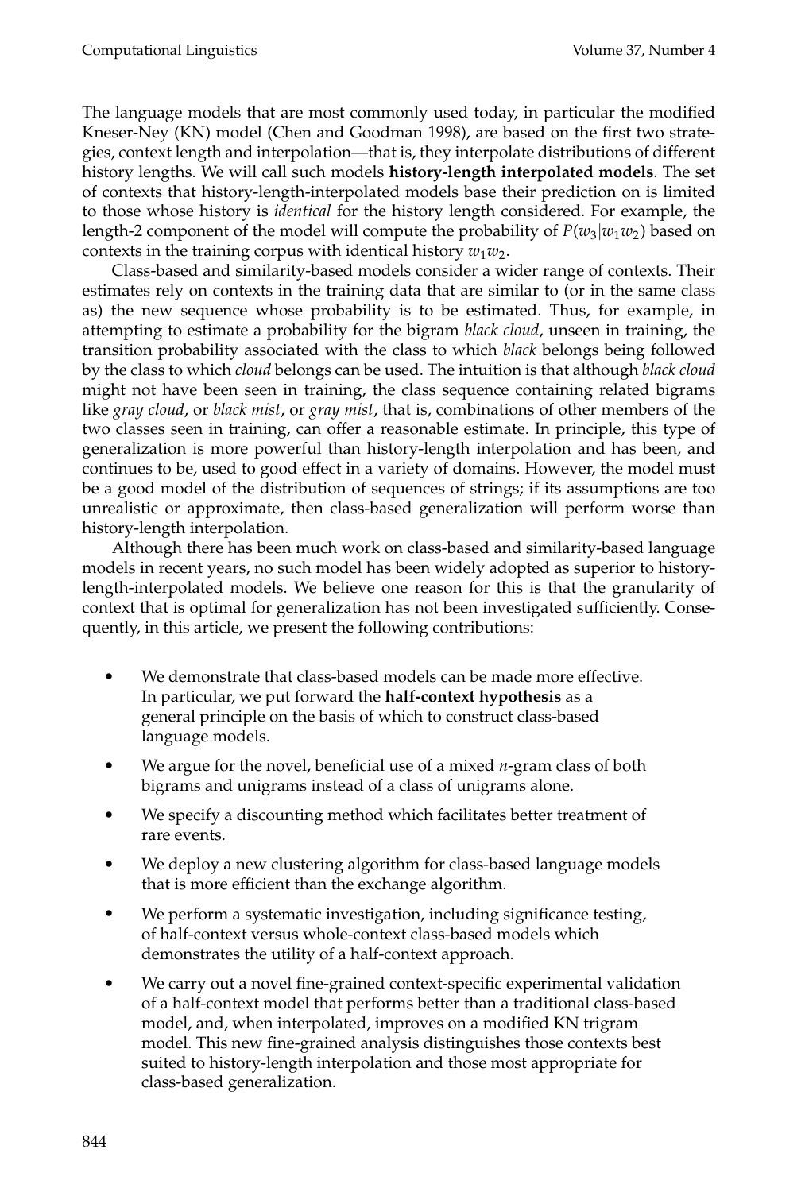The language models that are most commonly used today, in particular the modified Kneser-Ney (KN) model (Chen and Goodman 1998), are based on the first two strategies, context length and interpolation—that is, they interpolate distributions of different history lengths. We will call such models **history-length interpolated models**. The set of contexts that history-length-interpolated models base their prediction on is limited to those whose history is *identical* for the history length considered. For example, the length-2 component of the model will compute the probability of $P(w_3|w_1w_2)$ based on contexts in the training corpus with identical history $w_1w_2$.

Class-based and similarity-based models consider a wider range of contexts. Their estimates rely on contexts in the training data that are similar to (or in the same class as) the new sequence whose probability is to be estimated. Thus, for example, in attempting to estimate a probability for the bigram *black cloud*, unseen in training, the transition probability associated with the class to which *black* belongs being followed by the class to which *cloud* belongs can be used. The intuition is that although *black cloud* might not have been seen in training, the class sequence containing related bigrams like *gray cloud*, or *black mist*, or *gray mist*, that is, combinations of other members of the two classes seen in training, can offer a reasonable estimate. In principle, this type of generalization is more powerful than history-length interpolation and has been, and continues to be, used to good effect in a variety of domains. However, the model must be a good model of the distribution of sequences of strings; if its assumptions are too unrealistic or approximate, then class-based generalization will perform worse than history-length interpolation.

Although there has been much work on class-based and similarity-based language models in recent years, no such model has been widely adopted as superior to history-length-interpolated models. We believe one reason for this is that the granularity of context that is optimal for generalization has not been investigated sufficiently. Consequently, in this article, we present the following contributions:

- We demonstrate that class-based models can be made more effective. In particular, we put forward the **half-context hypothesis** as a general principle on the basis of which to construct class-based language models.
- We argue for the novel, beneficial use of a mixed *n*-gram class of both bigrams and unigrams instead of a class of unigrams alone.
- We specify a discounting method which facilitates better treatment of rare events.
- We deploy a new clustering algorithm for class-based language models that is more efficient than the exchange algorithm.
- We perform a systematic investigation, including significance testing, of half-context versus whole-context class-based models which demonstrates the utility of a half-context approach.
- We carry out a novel fine-grained context-specific experimental validation of a half-context model that performs better than a traditional class-based model, and, when interpolated, improves on a modified KN trigram model. This new fine-grained analysis distinguishes those contexts best suited to history-length interpolation and those most appropriate for class-based generalization.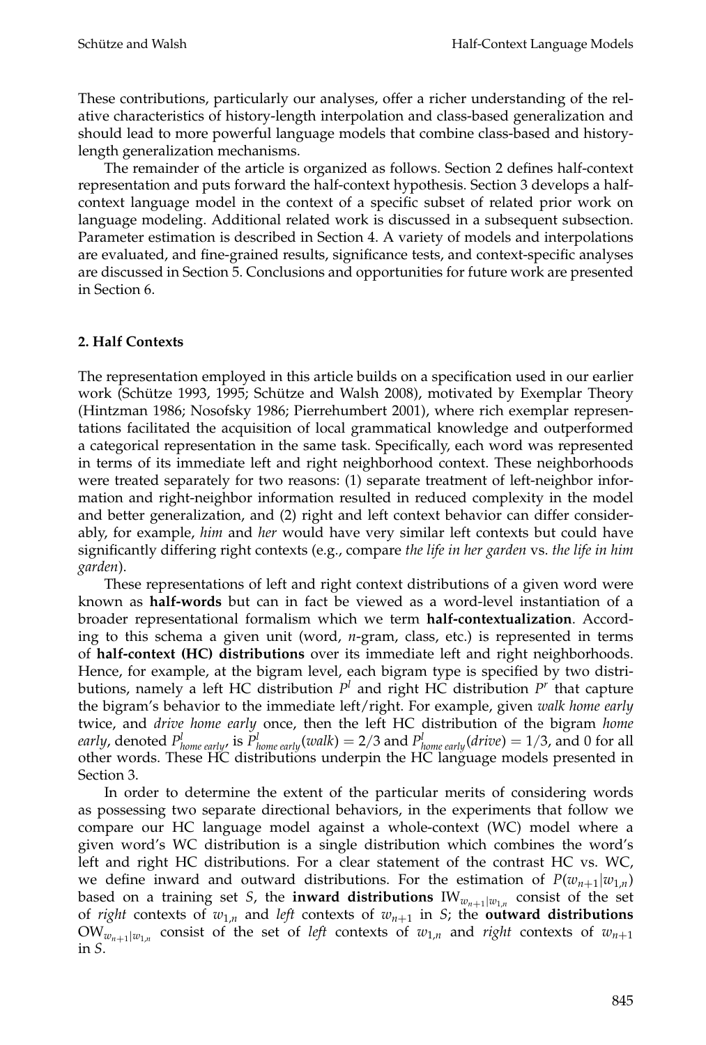These contributions, particularly our analyses, offer a richer understanding of the relative characteristics of history-length interpolation and class-based generalization and should lead to more powerful language models that combine class-based and history-length generalization mechanisms.

The remainder of the article is organized as follows. Section 2 defines half-context representation and puts forward the half-context hypothesis. Section 3 develops a half-context language model in the context of a specific subset of related prior work on language modeling. Additional related work is discussed in a subsequent subsection. Parameter estimation is described in Section 4. A variety of models and interpolations are evaluated, and fine-grained results, significance tests, and context-specific analyses are discussed in Section 5. Conclusions and opportunities for future work are presented in Section 6.

## 2. Half Contexts

The representation employed in this article builds on a specification used in our earlier work (Schütze 1993, 1995; Schütze and Walsh 2008), motivated by Exemplar Theory (Hintzman 1986; Nosofsky 1986; Pierrehumbert 2001), where rich exemplar representations facilitated the acquisition of local grammatical knowledge and outperformed a categorical representation in the same task. Specifically, each word was represented in terms of its immediate left and right neighborhood context. These neighborhoods were treated separately for two reasons: (1) separate treatment of left-neighbor information and right-neighbor information resulted in reduced complexity in the model and better generalization, and (2) right and left context behavior can differ considerably, for example, *him* and *her* would have very similar left contexts but could have significantly differing right contexts (e.g., compare *the life in her garden* vs. *the life in him garden*).

These representations of left and right context distributions of a given word were known as **half-words** but can in fact be viewed as a word-level instantiation of a broader representational formalism which we term **half-contextualization**. According to this schema a given unit (word, *n*-gram, class, etc.) is represented in terms of **half-context (HC) distributions** over its immediate left and right neighborhoods. Hence, for example, at the bigram level, each bigram type is specified by two distributions, namely a left HC distribution $P^l$ and right HC distribution $P^r$ that capture the bigram's behavior to the immediate left/right. For example, given *walk home early* twice, and *drive home early* once, then the left HC distribution of the bigram *home early*, denoted $P^l_{\textit{home early}}$, is $P^l_{\textit{home early}}(\textit{walk}) = 2/3$ and $P^l_{\textit{home early}}(\textit{drive}) = 1/3$, and 0 for all other words. These HC distributions underpin the HC language models presented in Section 3.

In order to determine the extent of the particular merits of considering words as possessing two separate directional behaviors, in the experiments that follow we compare our HC language model against a whole-context (WC) model where a given word's WC distribution is a single distribution which combines the word's left and right HC distributions. For a clear statement of the contrast HC vs. WC, we define inward and outward distributions. For the estimation of $P(w_{n+1}|w_{1,n})$ based on a training set $S$, the **inward distributions** $\text{IW}_{w_{n+1}|w_{1,n}}$ consist of the set of *right* contexts of $w_{1,n}$ and *left* contexts of $w_{n+1}$ in $S$; the **outward distributions** $\text{OW}_{w_{n+1}|w_{1,n}}$ consist of the set of *left* contexts of $w_{1,n}$ and *right* contexts of $w_{n+1}$ in $S$.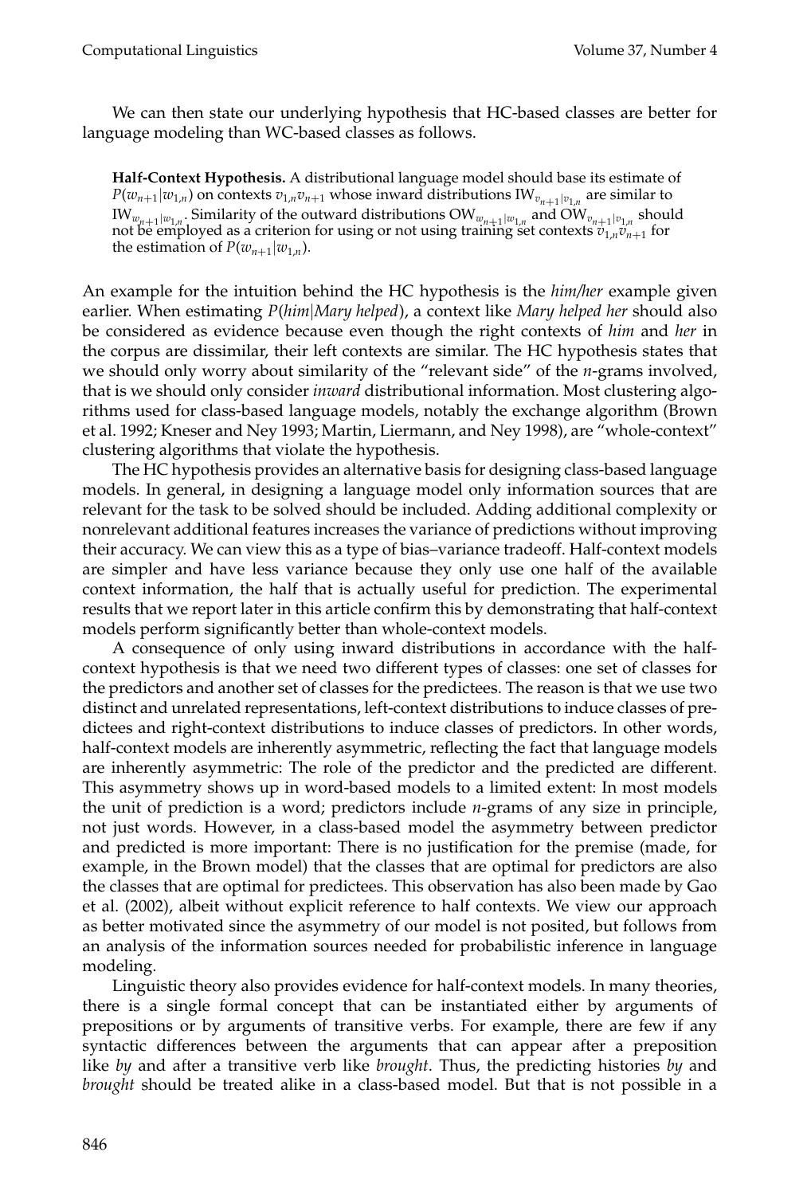We can then state our underlying hypothesis that HC-based classes are better for language modeling than WC-based classes as follows.

> **Half-Context Hypothesis.** A distributional language model should base its estimate of $P(w_{n+1}|w_{1,n})$ on contexts $v_{1,n}v_{n+1}$ whose inward distributions $\text{IW}_{v_{n+1}|v_{1,n}}$ are similar to $\text{IW}_{w_{n+1}|w_{1,n}}$. Similarity of the outward distributions $\text{OW}_{w_{n+1}|w_{1,n}}$ and $\text{OW}_{v_{n+1}|v_{1,n}}$ should not be employed as a criterion for using or not using training set contexts $v_{1,n}v_{n+1}$ for the estimation of $P(w_{n+1}|w_{1,n})$.

An example for the intuition behind the HC hypothesis is the *him/her* example given earlier. When estimating *P*(*him*|*Mary helped*), a context like *Mary helped her* should also be considered as evidence because even though the right contexts of *him* and *her* in the corpus are dissimilar, their left contexts are similar. The HC hypothesis states that we should only worry about similarity of the "relevant side" of the *n*-grams involved, that is we should only consider *inward* distributional information. Most clustering algorithms used for class-based language models, notably the exchange algorithm (Brown et al. 1992; Kneser and Ney 1993; Martin, Liermann, and Ney 1998), are "whole-context" clustering algorithms that violate the hypothesis.

The HC hypothesis provides an alternative basis for designing class-based language models. In general, in designing a language model only information sources that are relevant for the task to be solved should be included. Adding additional complexity or nonrelevant additional features increases the variance of predictions without improving their accuracy. We can view this as a type of bias–variance tradeoff. Half-context models are simpler and have less variance because they only use one half of the available context information, the half that is actually useful for prediction. The experimental results that we report later in this article confirm this by demonstrating that half-context models perform significantly better than whole-context models.

A consequence of only using inward distributions in accordance with the half-context hypothesis is that we need two different types of classes: one set of classes for the predictors and another set of classes for the predictees. The reason is that we use two distinct and unrelated representations, left-context distributions to induce classes of predictees and right-context distributions to induce classes of predictors. In other words, half-context models are inherently asymmetric, reflecting the fact that language models are inherently asymmetric: The role of the predictor and the predicted are different. This asymmetry shows up in word-based models to a limited extent: In most models the unit of prediction is a word; predictors include *n*-grams of any size in principle, not just words. However, in a class-based model the asymmetry between predictor and predicted is more important: There is no justification for the premise (made, for example, in the Brown model) that the classes that are optimal for predictors are also the classes that are optimal for predictees. This observation has also been made by Gao et al. (2002), albeit without explicit reference to half contexts. We view our approach as better motivated since the asymmetry of our model is not posited, but follows from an analysis of the information sources needed for probabilistic inference in language modeling.

Linguistic theory also provides evidence for half-context models. In many theories, there is a single formal concept that can be instantiated either by arguments of prepositions or by arguments of transitive verbs. For example, there are few if any syntactic differences between the arguments that can appear after a preposition like *by* and after a transitive verb like *brought*. Thus, the predicting histories *by* and *brought* should be treated alike in a class-based model. But that is not possible in a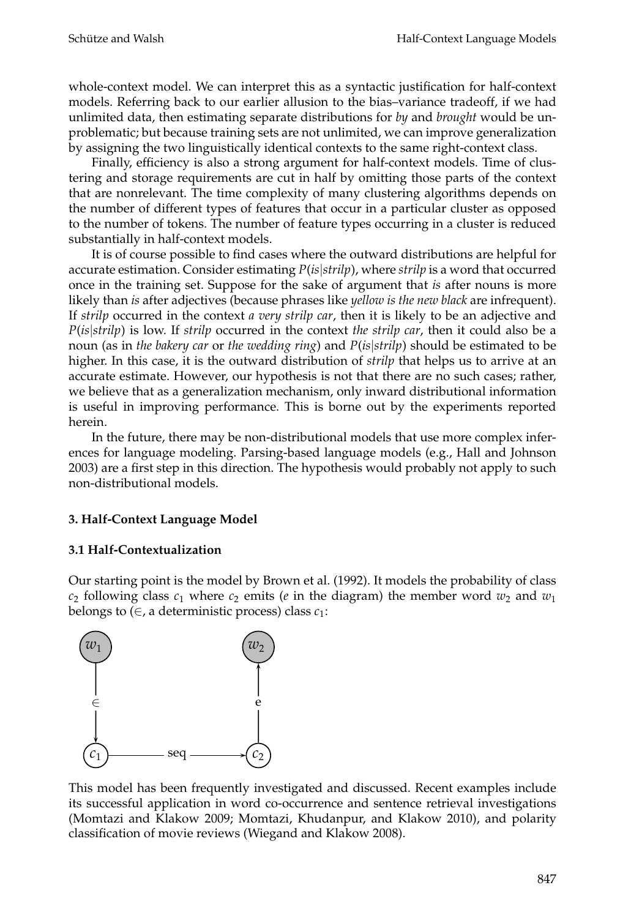whole-context model. We can interpret this as a syntactic justification for half-context models. Referring back to our earlier allusion to the bias–variance tradeoff, if we had unlimited data, then estimating separate distributions for *by* and *brought* would be unproblematic; but because training sets are not unlimited, we can improve generalization by assigning the two linguistically identical contexts to the same right-context class.

Finally, efficiency is also a strong argument for half-context models. Time of clustering and storage requirements are cut in half by omitting those parts of the context that are nonrelevant. The time complexity of many clustering algorithms depends on the number of different types of features that occur in a particular cluster as opposed to the number of tokens. The number of feature types occurring in a cluster is reduced substantially in half-context models.

It is of course possible to find cases where the outward distributions are helpful for accurate estimation. Consider estimating $P(is|strilp)$, where *strilp* is a word that occurred once in the training set. Suppose for the sake of argument that *is* after nouns is more likely than *is* after adjectives (because phrases like *yellow is the new black* are infrequent). If *strilp* occurred in the context *a very strilp car*, then it is likely to be an adjective and $P(is|strilp)$ is low. If *strilp* occurred in the context *the strilp car*, then it could also be a noun (as in *the bakery car* or *the wedding ring*) and $P(is|strilp)$ should be estimated to be higher. In this case, it is the outward distribution of *strilp* that helps us to arrive at an accurate estimate. However, our hypothesis is not that there are no such cases; rather, we believe that as a generalization mechanism, only inward distributional information is useful in improving performance. This is borne out by the experiments reported herein.

In the future, there may be non-distributional models that use more complex inferences for language modeling. Parsing-based language models (e.g., Hall and Johnson 2003) are a first step in this direction. The hypothesis would probably not apply to such non-distributional models.

## 3. Half-Context Language Model

### 3.1 Half-Contextualization

Our starting point is the model by Brown et al. (1992). It models the probability of class $c_2$ following class $c_1$ where $c_2$ emits (*e* in the diagram) the member word $w_2$ and $w_1$ belongs to ($\in$, a deterministic process) class $c_1$:

```
 (w1)              (w2)
  |                 ^
  ∈                 e
  v                 |
 (c1) ---- seq ---> (c2)
```

This model has been frequently investigated and discussed. Recent examples include its successful application in word co-occurrence and sentence retrieval investigations (Momtazi and Klakow 2009; Momtazi, Khudanpur, and Klakow 2010), and polarity classification of movie reviews (Wiegand and Klakow 2008).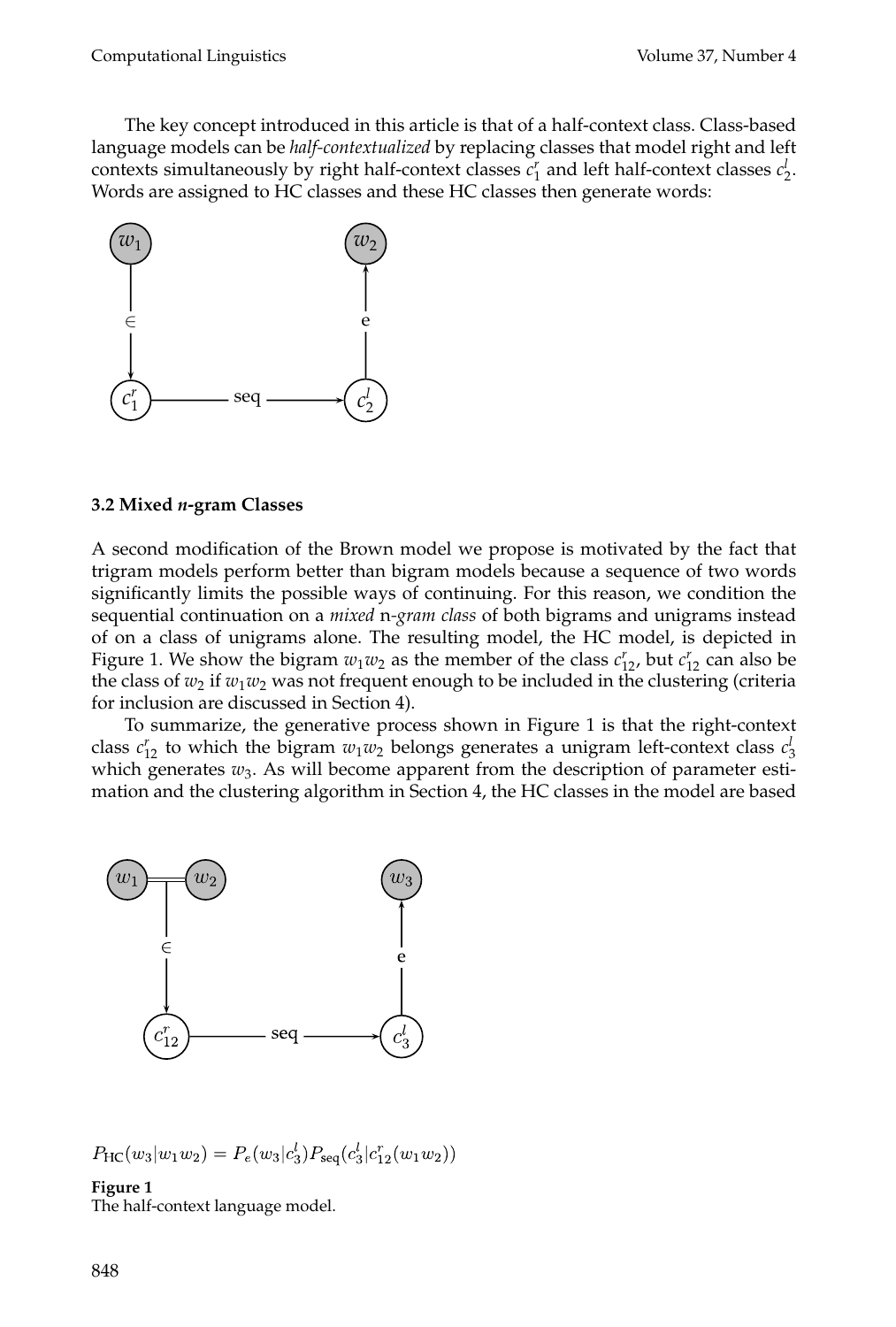The key concept introduced in this article is that of a half-context class. Class-based language models can be *half-contextualized* by replacing classes that model right and left contexts simultaneously by right half-context classes $c_1^r$ and left half-context classes $c_2^l$. Words are assigned to HC classes and these HC classes then generate words:

### 3.2 Mixed *n*-gram Classes

A second modification of the Brown model we propose is motivated by the fact that trigram models perform better than bigram models because a sequence of two words significantly limits the possible ways of continuing. For this reason, we condition the sequential continuation on a *mixed* n*-gram class* of both bigrams and unigrams instead of on a class of unigrams alone. The resulting model, the HC model, is depicted in Figure 1. We show the bigram $w_1 w_2$ as the member of the class $c_{12}^r$, but $c_{12}^r$ can also be the class of $w_2$ if $w_1 w_2$ was not frequent enough to be included in the clustering (criteria for inclusion are discussed in Section 4).

To summarize, the generative process shown in Figure 1 is that the right-context class $c_{12}^r$ to which the bigram $w_1 w_2$ belongs generates a unigram left-context class $c_3^l$ which generates $w_3$. As will become apparent from the description of parameter estimation and the clustering algorithm in Section 4, the HC classes in the model are based

$$P_{\text{HC}}(w_3|w_1 w_2) = P_e(w_3|c_3^l) P_{\text{seq}}(c_3^l|c_{12}^r(w_1 w_2))$$

**Figure 1**
The half-context language model.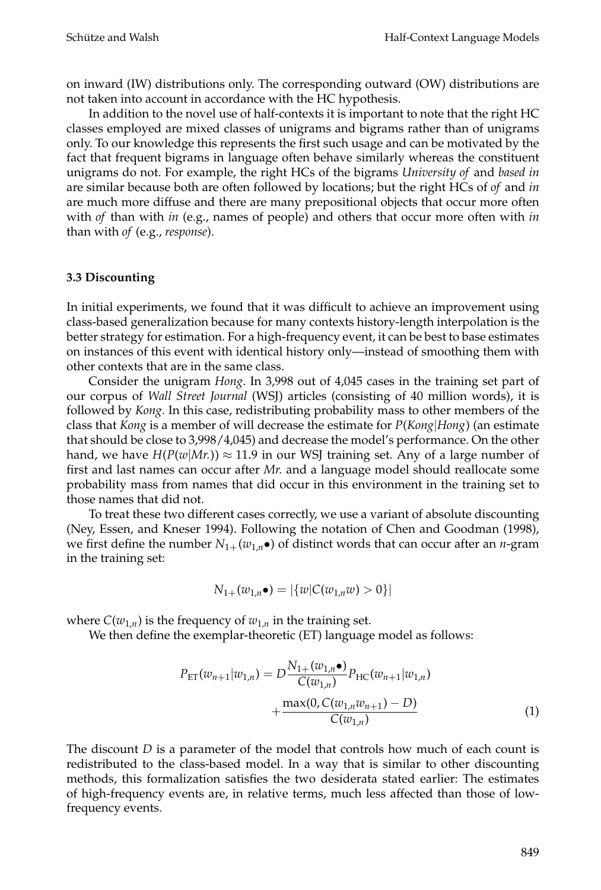on inward (IW) distributions only. The corresponding outward (OW) distributions are not taken into account in accordance with the HC hypothesis.

In addition to the novel use of half-contexts it is important to note that the right HC classes employed are mixed classes of unigrams and bigrams rather than of unigrams only. To our knowledge this represents the first such usage and can be motivated by the fact that frequent bigrams in language often behave similarly whereas the constituent unigrams do not. For example, the right HCs of the bigrams *University of* and *based in* are similar because both are often followed by locations; but the right HCs of *of* and *in* are much more diffuse and there are many prepositional objects that occur more often with *of* than with *in* (e.g., names of people) and others that occur more often with *in* than with *of* (e.g., *response*).

### 3.3 Discounting

In initial experiments, we found that it was difficult to achieve an improvement using class-based generalization because for many contexts history-length interpolation is the better strategy for estimation. For a high-frequency event, it can be best to base estimates on instances of this event with identical history only—instead of smoothing them with other contexts that are in the same class.

Consider the unigram *Hong*. In 3,998 out of 4,045 cases in the training set part of our corpus of *Wall Street Journal* (WSJ) articles (consisting of 40 million words), it is followed by *Kong*. In this case, redistributing probability mass to other members of the class that *Kong* is a member of will decrease the estimate for $P(Kong|Hong)$ (an estimate that should be close to 3,998/4,045) and decrease the model's performance. On the other hand, we have $H(P(w|Mr.)) \approx 11.9$ in our WSJ training set. Any of a large number of first and last names can occur after *Mr.* and a language model should reallocate some probability mass from names that did occur in this environment in the training set to those names that did not.

To treat these two different cases correctly, we use a variant of absolute discounting (Ney, Essen, and Kneser 1994). Following the notation of Chen and Goodman (1998), we first define the number $N_{1+}(w_{1,n}\bullet)$ of distinct words that can occur after an $n$-gram in the training set:

$$N_{1+}(w_{1,n}\bullet) = |\{w|C(w_{1,n}w) > 0\}|$$

where $C(w_{1,n})$ is the frequency of $w_{1,n}$ in the training set.

We then define the exemplar-theoretic (ET) language model as follows:

$$P_{\text{ET}}(w_{n+1}|w_{1,n}) = D\frac{N_{1+}(w_{1,n}\bullet)}{C(w_{1,n})}P_{\text{HC}}(w_{n+1}|w_{1,n}) + \frac{\max(0, C(w_{1,n}w_{n+1}) - D)}{C(w_{1,n})} \tag{1}$$

The discount $D$ is a parameter of the model that controls how much of each count is redistributed to the class-based model. In a way that is similar to other discounting methods, this formalization satisfies the two desiderata stated earlier: The estimates of high-frequency events are, in relative terms, much less affected than those of low-frequency events.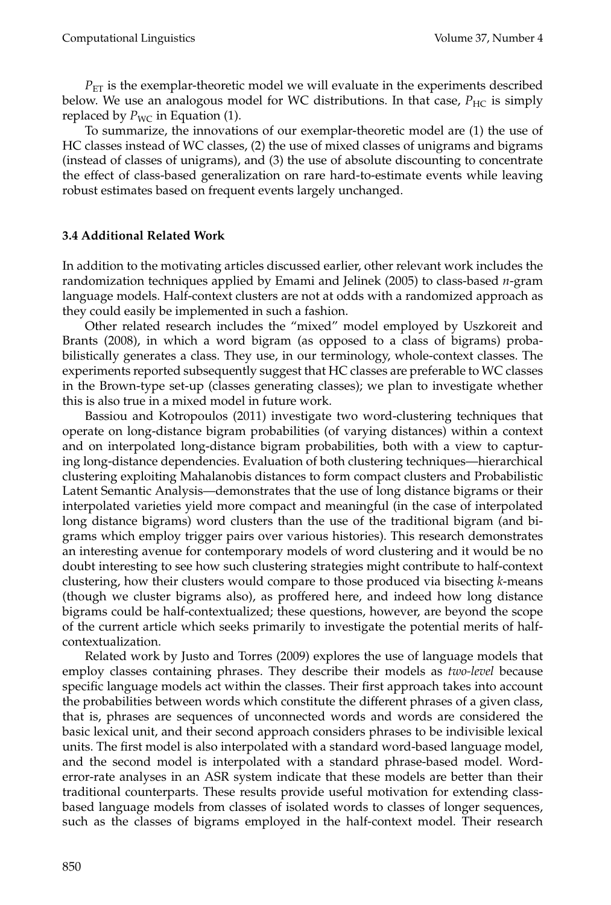$P_{ET}$ is the exemplar-theoretic model we will evaluate in the experiments described below. We use an analogous model for WC distributions. In that case, $P_{HC}$ is simply replaced by $P_{WC}$ in Equation (1).

To summarize, the innovations of our exemplar-theoretic model are (1) the use of HC classes instead of WC classes, (2) the use of mixed classes of unigrams and bigrams (instead of classes of unigrams), and (3) the use of absolute discounting to concentrate the effect of class-based generalization on rare hard-to-estimate events while leaving robust estimates based on frequent events largely unchanged.

### 3.4 Additional Related Work

In addition to the motivating articles discussed earlier, other relevant work includes the randomization techniques applied by Emami and Jelinek (2005) to class-based *n*-gram language models. Half-context clusters are not at odds with a randomized approach as they could easily be implemented in such a fashion.

Other related research includes the "mixed" model employed by Uszkoreit and Brants (2008), in which a word bigram (as opposed to a class of bigrams) probabilistically generates a class. They use, in our terminology, whole-context classes. The experiments reported subsequently suggest that HC classes are preferable to WC classes in the Brown-type set-up (classes generating classes); we plan to investigate whether this is also true in a mixed model in future work.

Bassiou and Kotropoulos (2011) investigate two word-clustering techniques that operate on long-distance bigram probabilities (of varying distances) within a context and on interpolated long-distance bigram probabilities, both with a view to capturing long-distance dependencies. Evaluation of both clustering techniques—hierarchical clustering exploiting Mahalanobis distances to form compact clusters and Probabilistic Latent Semantic Analysis—demonstrates that the use of long distance bigrams or their interpolated varieties yield more compact and meaningful (in the case of interpolated long distance bigrams) word clusters than the use of the traditional bigram (and bigrams which employ trigger pairs over various histories). This research demonstrates an interesting avenue for contemporary models of word clustering and it would be no doubt interesting to see how such clustering strategies might contribute to half-context clustering, how their clusters would compare to those produced via bisecting *k*-means (though we cluster bigrams also), as proffered here, and indeed how long distance bigrams could be half-contextualized; these questions, however, are beyond the scope of the current article which seeks primarily to investigate the potential merits of half-contextualization.

Related work by Justo and Torres (2009) explores the use of language models that employ classes containing phrases. They describe their models as *two-level* because specific language models act within the classes. Their first approach takes into account the probabilities between words which constitute the different phrases of a given class, that is, phrases are sequences of unconnected words and words are considered the basic lexical unit, and their second approach considers phrases to be indivisible lexical units. The first model is also interpolated with a standard word-based language model, and the second model is interpolated with a standard phrase-based model. Word-error-rate analyses in an ASR system indicate that these models are better than their traditional counterparts. These results provide useful motivation for extending class-based language models from classes of isolated words to classes of longer sequences, such as the classes of bigrams employed in the half-context model. Their research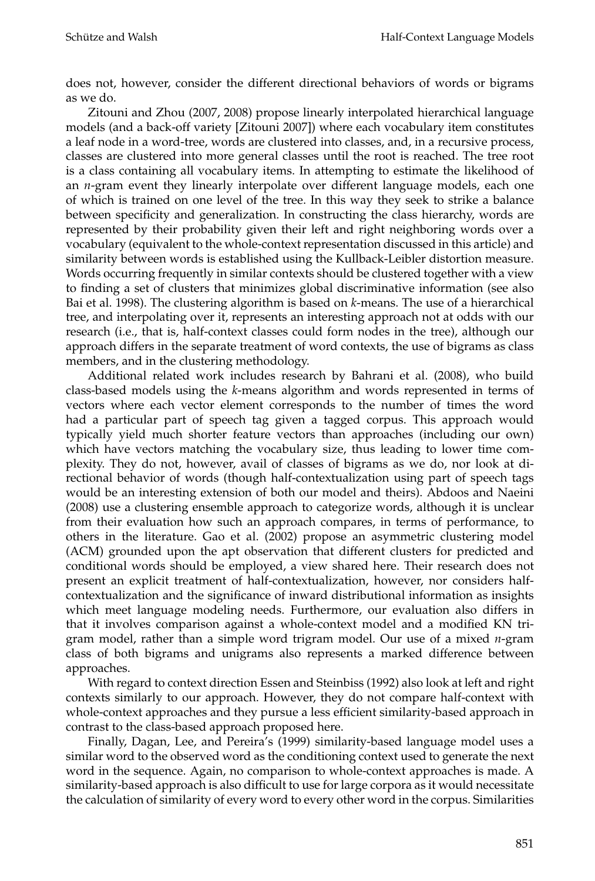does not, however, consider the different directional behaviors of words or bigrams as we do.

Zitouni and Zhou (2007, 2008) propose linearly interpolated hierarchical language models (and a back-off variety [Zitouni 2007]) where each vocabulary item constitutes a leaf node in a word-tree, words are clustered into classes, and, in a recursive process, classes are clustered into more general classes until the root is reached. The tree root is a class containing all vocabulary items. In attempting to estimate the likelihood of an *n*-gram event they linearly interpolate over different language models, each one of which is trained on one level of the tree. In this way they seek to strike a balance between specificity and generalization. In constructing the class hierarchy, words are represented by their probability given their left and right neighboring words over a vocabulary (equivalent to the whole-context representation discussed in this article) and similarity between words is established using the Kullback-Leibler distortion measure. Words occurring frequently in similar contexts should be clustered together with a view to finding a set of clusters that minimizes global discriminative information (see also Bai et al. 1998). The clustering algorithm is based on *k*-means. The use of a hierarchical tree, and interpolating over it, represents an interesting approach not at odds with our research (i.e., that is, half-context classes could form nodes in the tree), although our approach differs in the separate treatment of word contexts, the use of bigrams as class members, and in the clustering methodology.

Additional related work includes research by Bahrani et al. (2008), who build class-based models using the *k*-means algorithm and words represented in terms of vectors where each vector element corresponds to the number of times the word had a particular part of speech tag given a tagged corpus. This approach would typically yield much shorter feature vectors than approaches (including our own) which have vectors matching the vocabulary size, thus leading to lower time complexity. They do not, however, avail of classes of bigrams as we do, nor look at directional behavior of words (though half-contextualization using part of speech tags would be an interesting extension of both our model and theirs). Abdoos and Naeini (2008) use a clustering ensemble approach to categorize words, although it is unclear from their evaluation how such an approach compares, in terms of performance, to others in the literature. Gao et al. (2002) propose an asymmetric clustering model (ACM) grounded upon the apt observation that different clusters for predicted and conditional words should be employed, a view shared here. Their research does not present an explicit treatment of half-contextualization, however, nor considers half-contextualization and the significance of inward distributional information as insights which meet language modeling needs. Furthermore, our evaluation also differs in that it involves comparison against a whole-context model and a modified KN trigram model, rather than a simple word trigram model. Our use of a mixed *n*-gram class of both bigrams and unigrams also represents a marked difference between approaches.

With regard to context direction Essen and Steinbiss (1992) also look at left and right contexts similarly to our approach. However, they do not compare half-context with whole-context approaches and they pursue a less efficient similarity-based approach in contrast to the class-based approach proposed here.

Finally, Dagan, Lee, and Pereira's (1999) similarity-based language model uses a similar word to the observed word as the conditioning context used to generate the next word in the sequence. Again, no comparison to whole-context approaches is made. A similarity-based approach is also difficult to use for large corpora as it would necessitate the calculation of similarity of every word to every other word in the corpus. Similarities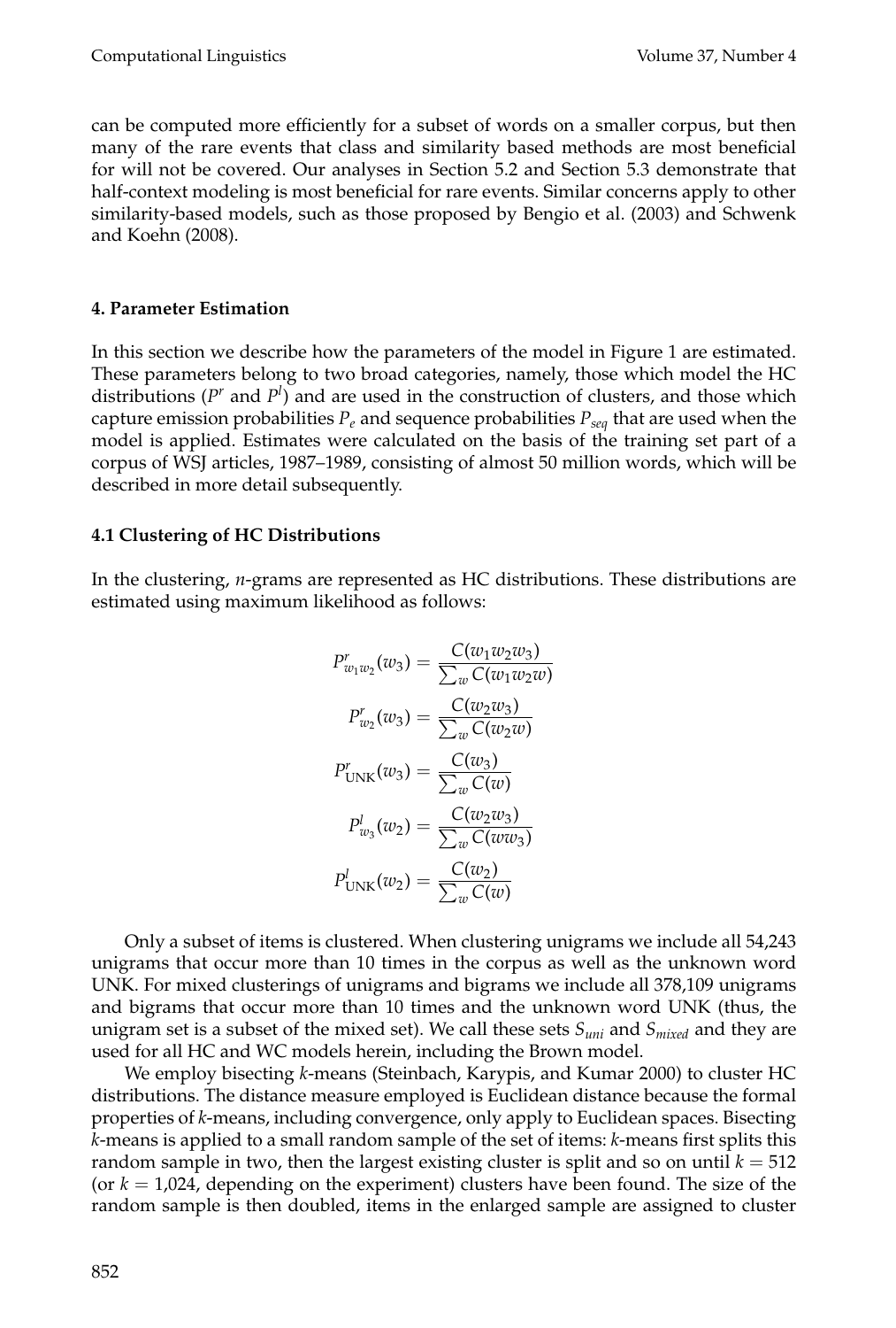can be computed more efficiently for a subset of words on a smaller corpus, but then many of the rare events that class and similarity based methods are most beneficial for will not be covered. Our analyses in Section 5.2 and Section 5.3 demonstrate that half-context modeling is most beneficial for rare events. Similar concerns apply to other similarity-based models, such as those proposed by Bengio et al. (2003) and Schwenk and Koehn (2008).

## 4. Parameter Estimation

In this section we describe how the parameters of the model in Figure 1 are estimated. These parameters belong to two broad categories, namely, those which model the HC distributions ($P^r$ and $P^l$) and are used in the construction of clusters, and those which capture emission probabilities $P_e$ and sequence probabilities $P_{seq}$ that are used when the model is applied. Estimates were calculated on the basis of the training set part of a corpus of WSJ articles, 1987–1989, consisting of almost 50 million words, which will be described in more detail subsequently.

### 4.1 Clustering of HC Distributions

In the clustering, *n*-grams are represented as HC distributions. These distributions are estimated using maximum likelihood as follows:

$$P^r_{w_1 w_2}(w_3) = \frac{C(w_1 w_2 w_3)}{\sum_w C(w_1 w_2 w)}$$

$$P^r_{w_2}(w_3) = \frac{C(w_2 w_3)}{\sum_w C(w_2 w)}$$

$$P^r_{\text{UNK}}(w_3) = \frac{C(w_3)}{\sum_w C(w)}$$

$$P^l_{w_3}(w_2) = \frac{C(w_2 w_3)}{\sum_w C(w w_3)}$$

$$P^l_{\text{UNK}}(w_2) = \frac{C(w_2)}{\sum_w C(w)}$$

Only a subset of items is clustered. When clustering unigrams we include all 54,243 unigrams that occur more than 10 times in the corpus as well as the unknown word UNK. For mixed clusterings of unigrams and bigrams we include all 378,109 unigrams and bigrams that occur more than 10 times and the unknown word UNK (thus, the unigram set is a subset of the mixed set). We call these sets $S_{uni}$ and $S_{mixed}$ and they are used for all HC and WC models herein, including the Brown model.

We employ bisecting *k*-means (Steinbach, Karypis, and Kumar 2000) to cluster HC distributions. The distance measure employed is Euclidean distance because the formal properties of *k*-means, including convergence, only apply to Euclidean spaces. Bisecting *k*-means is applied to a small random sample of the set of items: *k*-means first splits this random sample in two, then the largest existing cluster is split and so on until $k = 512$ (or $k = 1{,}024$, depending on the experiment) clusters have been found. The size of the random sample is then doubled, items in the enlarged sample are assigned to cluster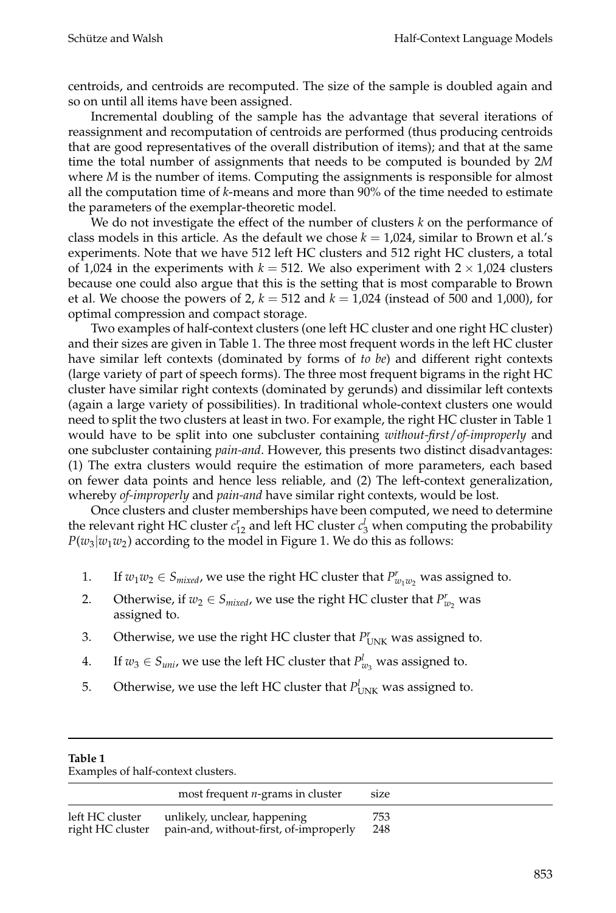centroids, and centroids are recomputed. The size of the sample is doubled again and so on until all items have been assigned.

Incremental doubling of the sample has the advantage that several iterations of reassignment and recomputation of centroids are performed (thus producing centroids that are good representatives of the overall distribution of items); and that at the same time the total number of assignments that needs to be computed is bounded by $2M$ where $M$ is the number of items. Computing the assignments is responsible for almost all the computation time of $k$-means and more than 90% of the time needed to estimate the parameters of the exemplar-theoretic model.

We do not investigate the effect of the number of clusters $k$ on the performance of class models in this article. As the default we chose $k = 1{,}024$, similar to Brown et al.'s experiments. Note that we have 512 left HC clusters and 512 right HC clusters, a total of 1,024 in the experiments with $k = 512$. We also experiment with $2 \times 1{,}024$ clusters because one could also argue that this is the setting that is most comparable to Brown et al. We choose the powers of 2, $k = 512$ and $k = 1{,}024$ (instead of 500 and 1,000), for optimal compression and compact storage.

Two examples of half-context clusters (one left HC cluster and one right HC cluster) and their sizes are given in Table 1. The three most frequent words in the left HC cluster have similar left contexts (dominated by forms of *to be*) and different right contexts (large variety of part of speech forms). The three most frequent bigrams in the right HC cluster have similar right contexts (dominated by gerunds) and dissimilar left contexts (again a large variety of possibilities). In traditional whole-context clusters one would need to split the two clusters at least in two. For example, the right HC cluster in Table 1 would have to be split into one subcluster containing *without-first*/*of-improperly* and one subcluster containing *pain-and*. However, this presents two distinct disadvantages: (1) The extra clusters would require the estimation of more parameters, each based on fewer data points and hence less reliable, and (2) The left-context generalization, whereby *of-improperly* and *pain-and* have similar right contexts, would be lost.

Once clusters and cluster memberships have been computed, we need to determine the relevant right HC cluster $c^r_{12}$ and left HC cluster $c^l_3$ when computing the probability $P(w_3|w_1w_2)$ according to the model in Figure 1. We do this as follows:

1. If $w_1w_2 \in S_{mixed}$, we use the right HC cluster that $P^r_{w_1w_2}$ was assigned to.
2. Otherwise, if $w_2 \in S_{mixed}$, we use the right HC cluster that $P^r_{w_2}$ was assigned to.
3. Otherwise, we use the right HC cluster that $P^r_{\mathrm{UNK}}$ was assigned to.
4. If $w_3 \in S_{uni}$, we use the left HC cluster that $P^l_{w_3}$ was assigned to.
5. Otherwise, we use the left HC cluster that $P^l_{\mathrm{UNK}}$ was assigned to.

**Table 1**
Examples of half-context clusters.

| | most frequent $n$-grams in cluster | size |
|---|---|---|
| left HC cluster | unlikely, unclear, happening | 753 |
| right HC cluster | pain-and, without-first, of-improperly | 248 |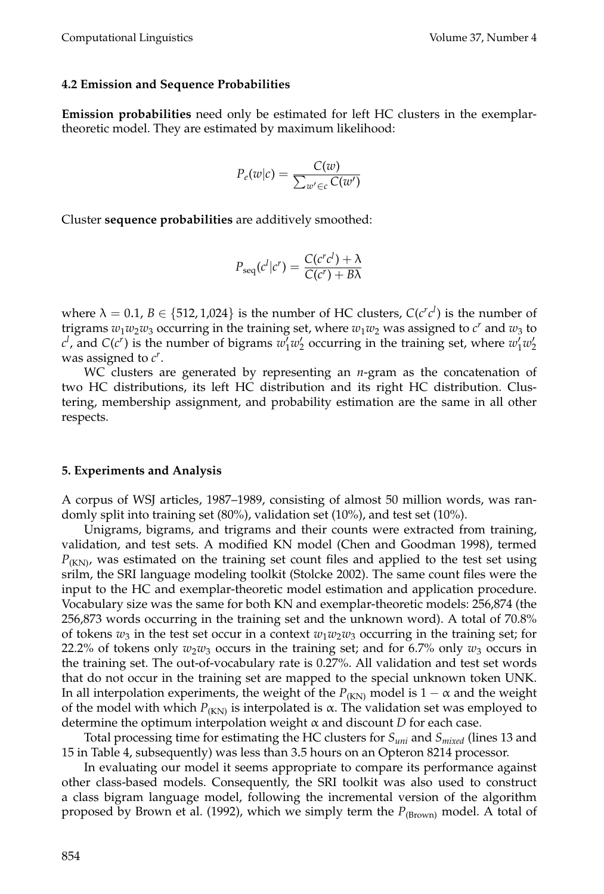### 4.2 Emission and Sequence Probabilities

**Emission probabilities** need only be estimated for left HC clusters in the exemplar-theoretic model. They are estimated by maximum likelihood:

$$P_e(w|c) = \frac{C(w)}{\sum_{w' \in c} C(w')}$$

Cluster **sequence probabilities** are additively smoothed:

$$P_{\text{seq}}(c^l|c^r) = \frac{C(c^r c^l) + \lambda}{C(c^r) + B\lambda}$$

where $\lambda = 0.1$, $B \in \{512, 1{,}024\}$ is the number of HC clusters, $C(c^r c^l)$ is the number of trigrams $w_1 w_2 w_3$ occurring in the training set, where $w_1 w_2$ was assigned to $c^r$ and $w_3$ to $c^l$, and $C(c^r)$ is the number of bigrams $w'_1 w'_2$ occurring in the training set, where $w'_1 w'_2$ was assigned to $c^r$.

WC clusters are generated by representing an *n*-gram as the concatenation of two HC distributions, its left HC distribution and its right HC distribution. Clustering, membership assignment, and probability estimation are the same in all other respects.

## 5. Experiments and Analysis

A corpus of WSJ articles, 1987–1989, consisting of almost 50 million words, was randomly split into training set (80%), validation set (10%), and test set (10%).

Unigrams, bigrams, and trigrams and their counts were extracted from training, validation, and test sets. A modified KN model (Chen and Goodman 1998), termed $P_{(\text{KN})}$, was estimated on the training set count files and applied to the test set using srilm, the SRI language modeling toolkit (Stolcke 2002). The same count files were the input to the HC and exemplar-theoretic model estimation and application procedure. Vocabulary size was the same for both KN and exemplar-theoretic models: 256,874 (the 256,873 words occurring in the training set and the unknown word). A total of 70.8% of tokens $w_3$ in the test set occur in a context $w_1 w_2 w_3$ occurring in the training set; for 22.2% of tokens only $w_2 w_3$ occurs in the training set; and for 6.7% only $w_3$ occurs in the training set. The out-of-vocabulary rate is 0.27%. All validation and test set words that do not occur in the training set are mapped to the special unknown token UNK. In all interpolation experiments, the weight of the $P_{(\text{KN})}$ model is $1 - \alpha$ and the weight of the model with which $P_{(\text{KN})}$ is interpolated is $\alpha$. The validation set was employed to determine the optimum interpolation weight $\alpha$ and discount $D$ for each case.

Total processing time for estimating the HC clusters for $S_{uni}$ and $S_{mixed}$ (lines 13 and 15 in Table 4, subsequently) was less than 3.5 hours on an Opteron 8214 processor.

In evaluating our model it seems appropriate to compare its performance against other class-based models. Consequently, the SRI toolkit was also used to construct a class bigram language model, following the incremental version of the algorithm proposed by Brown et al. (1992), which we simply term the $P_{(\text{Brown})}$ model. A total of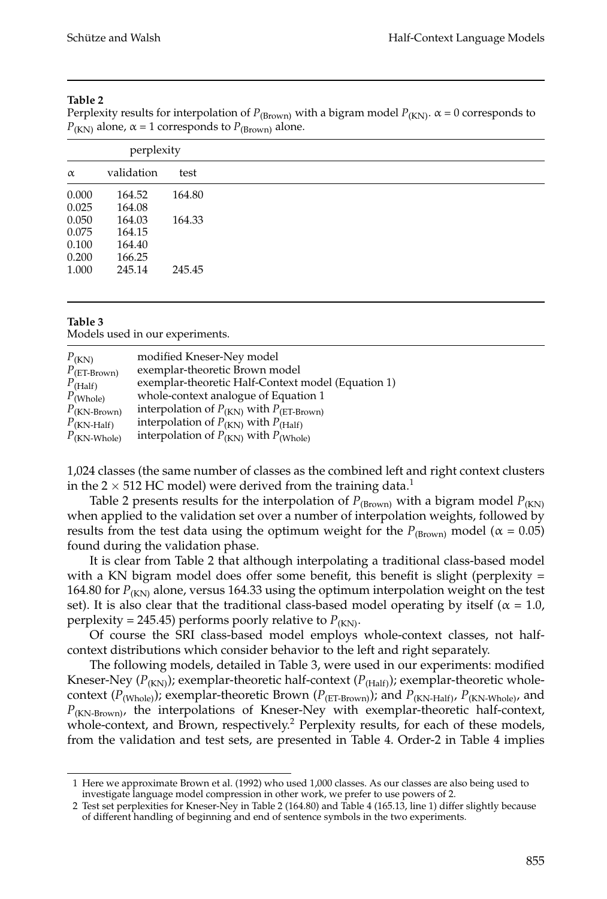**Table 2**

Perplexity results for interpolation of $P_{(\text{Brown})}$ with a bigram model $P_{(\text{KN})}$. $\alpha = 0$ corresponds to $P_{(\text{KN})}$ alone, $\alpha = 1$ corresponds to $P_{(\text{Brown})}$ alone.

| | perplexity | |
|---|---|---|
| $\alpha$ | validation | test |
| 0.000 | 164.52 | 164.80 |
| 0.025 | 164.08 | |
| 0.050 | 164.03 | 164.33 |
| 0.075 | 164.15 | |
| 0.100 | 164.40 | |
| 0.200 | 166.25 | |
| 1.000 | 245.14 | 245.45 |

**Table 3**

Models used in our experiments.

| | |
|---|---|
| $P_{(\text{KN})}$ | modified Kneser-Ney model |
| $P_{(\text{ET-Brown})}$ | exemplar-theoretic Brown model |
| $P_{(\text{Half})}$ | exemplar-theoretic Half-Context model (Equation 1) |
| $P_{(\text{Whole})}$ | whole-context analogue of Equation 1 |
| $P_{(\text{KN-Brown})}$ | interpolation of $P_{(\text{KN})}$ with $P_{(\text{ET-Brown})}$ |
| $P_{(\text{KN-Half})}$ | interpolation of $P_{(\text{KN})}$ with $P_{(\text{Half})}$ |
| $P_{(\text{KN-Whole})}$ | interpolation of $P_{(\text{KN})}$ with $P_{(\text{Whole})}$ |

1,024 classes (the same number of classes as the combined left and right context clusters in the $2 \times 512$ HC model) were derived from the training data.[1]

Table 2 presents results for the interpolation of $P_{(\text{Brown})}$ with a bigram model $P_{(\text{KN})}$ when applied to the validation set over a number of interpolation weights, followed by results from the test data using the optimum weight for the $P_{(\text{Brown})}$ model ($\alpha = 0.05$) found during the validation phase.

It is clear from Table 2 that although interpolating a traditional class-based model with a KN bigram model does offer some benefit, this benefit is slight (perplexity = 164.80 for $P_{(\text{KN})}$ alone, versus 164.33 using the optimum interpolation weight on the test set). It is also clear that the traditional class-based model operating by itself ($\alpha = 1.0$, perplexity = 245.45) performs poorly relative to $P_{(\text{KN})}$.

Of course the SRI class-based model employs whole-context classes, not half-context distributions which consider behavior to the left and right separately.

The following models, detailed in Table 3, were used in our experiments: modified Kneser-Ney ($P_{(\text{KN})}$); exemplar-theoretic half-context ($P_{(\text{Half})}$); exemplar-theoretic whole-context ($P_{(\text{Whole})}$); exemplar-theoretic Brown ($P_{(\text{ET-Brown})}$); and $P_{(\text{KN-Half})}$, $P_{(\text{KN-Whole})}$, and $P_{(\text{KN-Brown})}$, the interpolations of Kneser-Ney with exemplar-theoretic half-context, whole-context, and Brown, respectively.[2] Perplexity results, for each of these models, from the validation and test sets, are presented in Table 4. Order-2 in Table 4 implies

---

1 Here we approximate Brown et al. (1992) who used 1,000 classes. As our classes are also being used to investigate language model compression in other work, we prefer to use powers of 2.

2 Test set perplexities for Kneser-Ney in Table 2 (164.80) and Table 4 (165.13, line 1) differ slightly because of different handling of beginning and end of sentence symbols in the two experiments.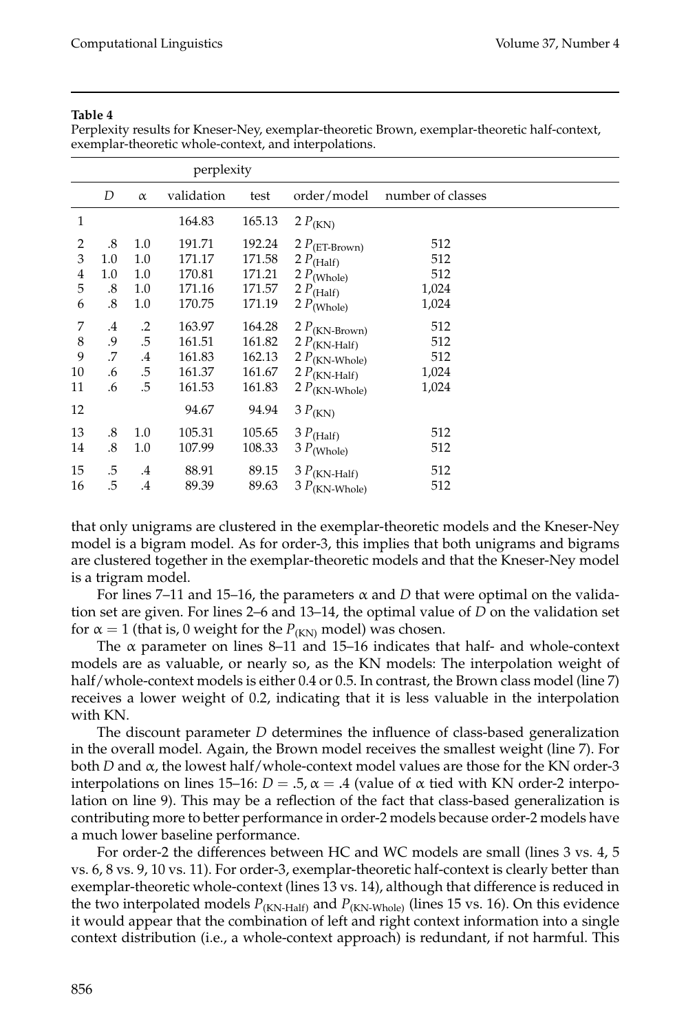**Table 4**

Perplexity results for Kneser-Ney, exemplar-theoretic Brown, exemplar-theoretic half-context, exemplar-theoretic whole-context, and interpolations.

| | | | perplexity | | | |
|---|---|---|---|---|---|---|
| | $D$ | $\alpha$ | validation | test | order/model | number of classes |
| 1 | | | 164.83 | 165.13 | 2 $P_{(\text{KN})}$ | |
| 2 | .8 | 1.0 | 191.71 | 192.24 | 2 $P_{(\text{ET-Brown})}$ | 512 |
| 3 | 1.0 | 1.0 | 171.17 | 171.58 | 2 $P_{(\text{Half})}$ | 512 |
| 4 | 1.0 | 1.0 | 170.81 | 171.21 | 2 $P_{(\text{Whole})}$ | 512 |
| 5 | .8 | 1.0 | 171.16 | 171.57 | 2 $P_{(\text{Half})}$ | 1,024 |
| 6 | .8 | 1.0 | 170.75 | 171.19 | 2 $P_{(\text{Whole})}$ | 1,024 |
| 7 | .4 | .2 | 163.97 | 164.28 | 2 $P_{(\text{KN-Brown})}$ | 512 |
| 8 | .9 | .5 | 161.51 | 161.82 | 2 $P_{(\text{KN-Half})}$ | 512 |
| 9 | .7 | .4 | 161.83 | 162.13 | 2 $P_{(\text{KN-Whole})}$ | 512 |
| 10 | .6 | .5 | 161.37 | 161.67 | 2 $P_{(\text{KN-Half})}$ | 1,024 |
| 11 | .6 | .5 | 161.53 | 161.83 | 2 $P_{(\text{KN-Whole})}$ | 1,024 |
| 12 | | | 94.67 | 94.94 | 3 $P_{(\text{KN})}$ | |
| 13 | .8 | 1.0 | 105.31 | 105.65 | 3 $P_{(\text{Half})}$ | 512 |
| 14 | .8 | 1.0 | 107.99 | 108.33 | 3 $P_{(\text{Whole})}$ | 512 |
| 15 | .5 | .4 | 88.91 | 89.15 | 3 $P_{(\text{KN-Half})}$ | 512 |
| 16 | .5 | .4 | 89.39 | 89.63 | 3 $P_{(\text{KN-Whole})}$ | 512 |

that only unigrams are clustered in the exemplar-theoretic models and the Kneser-Ney model is a bigram model. As for order-3, this implies that both unigrams and bigrams are clustered together in the exemplar-theoretic models and that the Kneser-Ney model is a trigram model.

For lines 7–11 and 15–16, the parameters $\alpha$ and $D$ that were optimal on the validation set are given. For lines 2–6 and 13–14, the optimal value of $D$ on the validation set for $\alpha = 1$ (that is, 0 weight for the $P_{(\text{KN})}$ model) was chosen.

The $\alpha$ parameter on lines 8–11 and 15–16 indicates that half- and whole-context models are as valuable, or nearly so, as the KN models: The interpolation weight of half/whole-context models is either 0.4 or 0.5. In contrast, the Brown class model (line 7) receives a lower weight of 0.2, indicating that it is less valuable in the interpolation with KN.

The discount parameter $D$ determines the influence of class-based generalization in the overall model. Again, the Brown model receives the smallest weight (line 7). For both $D$ and $\alpha$, the lowest half/whole-context model values are those for the KN order-3 interpolations on lines 15–16: $D = .5, \alpha = .4$ (value of $\alpha$ tied with KN order-2 interpolation on line 9). This may be a reflection of the fact that class-based generalization is contributing more to better performance in order-2 models because order-2 models have a much lower baseline performance.

For order-2 the differences between HC and WC models are small (lines 3 vs. 4, 5 vs. 6, 8 vs. 9, 10 vs. 11). For order-3, exemplar-theoretic half-context is clearly better than exemplar-theoretic whole-context (lines 13 vs. 14), although that difference is reduced in the two interpolated models $P_{(\text{KN-Half})}$ and $P_{(\text{KN-Whole})}$ (lines 15 vs. 16). On this evidence it would appear that the combination of left and right context information into a single context distribution (i.e., a whole-context approach) is redundant, if not harmful. This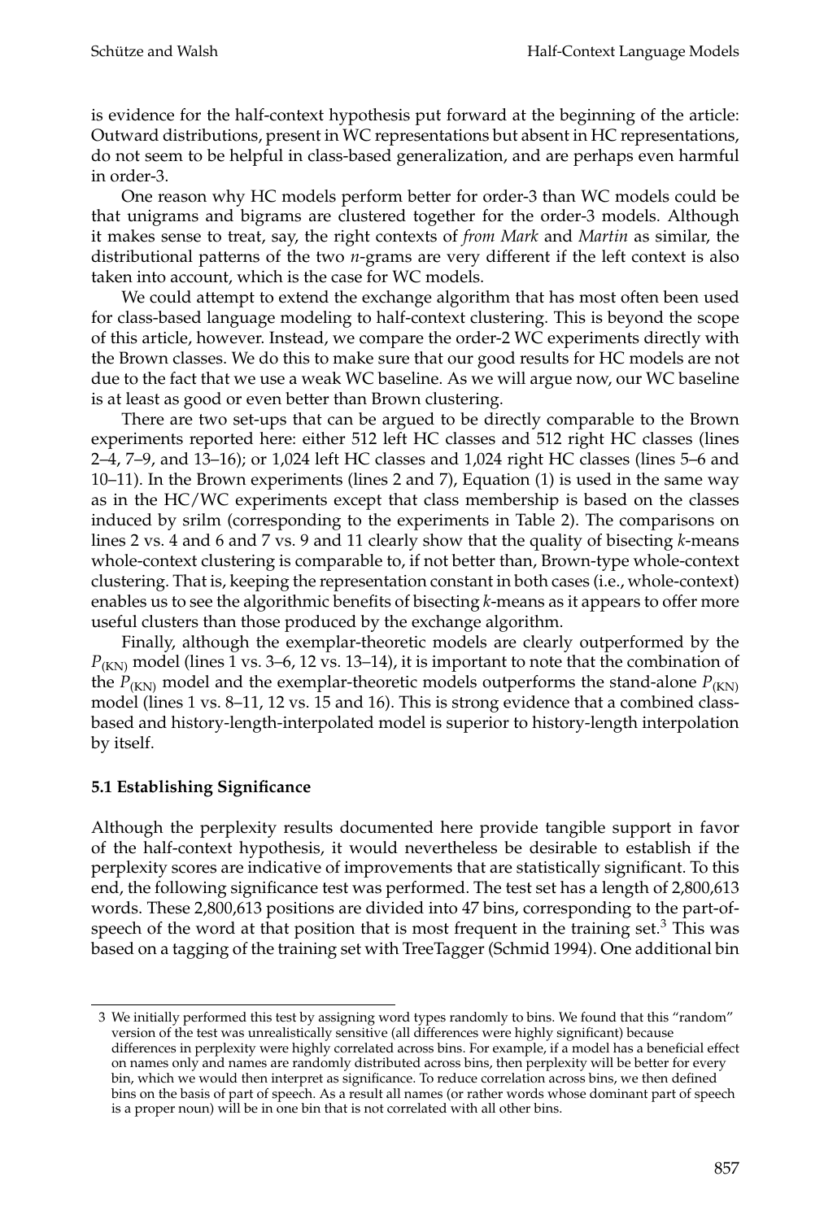is evidence for the half-context hypothesis put forward at the beginning of the article: Outward distributions, present in WC representations but absent in HC representations, do not seem to be helpful in class-based generalization, and are perhaps even harmful in order-3.

One reason why HC models perform better for order-3 than WC models could be that unigrams and bigrams are clustered together for the order-3 models. Although it makes sense to treat, say, the right contexts of *from Mark* and *Martin* as similar, the distributional patterns of the two *n*-grams are very different if the left context is also taken into account, which is the case for WC models.

We could attempt to extend the exchange algorithm that has most often been used for class-based language modeling to half-context clustering. This is beyond the scope of this article, however. Instead, we compare the order-2 WC experiments directly with the Brown classes. We do this to make sure that our good results for HC models are not due to the fact that we use a weak WC baseline. As we will argue now, our WC baseline is at least as good or even better than Brown clustering.

There are two set-ups that can be argued to be directly comparable to the Brown experiments reported here: either 512 left HC classes and 512 right HC classes (lines 2–4, 7–9, and 13–16); or 1,024 left HC classes and 1,024 right HC classes (lines 5–6 and 10–11). In the Brown experiments (lines 2 and 7), Equation (1) is used in the same way as in the HC/WC experiments except that class membership is based on the classes induced by srilm (corresponding to the experiments in Table 2). The comparisons on lines 2 vs. 4 and 6 and 7 vs. 9 and 11 clearly show that the quality of bisecting *k*-means whole-context clustering is comparable to, if not better than, Brown-type whole-context clustering. That is, keeping the representation constant in both cases (i.e., whole-context) enables us to see the algorithmic benefits of bisecting *k*-means as it appears to offer more useful clusters than those produced by the exchange algorithm.

Finally, although the exemplar-theoretic models are clearly outperformed by the $P_{(\mathrm{KN})}$ model (lines 1 vs. 3–6, 12 vs. 13–14), it is important to note that the combination of the $P_{(\mathrm{KN})}$ model and the exemplar-theoretic models outperforms the stand-alone $P_{(\mathrm{KN})}$ model (lines 1 vs. 8–11, 12 vs. 15 and 16). This is strong evidence that a combined class-based and history-length-interpolated model is superior to history-length interpolation by itself.

### 5.1 Establishing Significance

Although the perplexity results documented here provide tangible support in favor of the half-context hypothesis, it would nevertheless be desirable to establish if the perplexity scores are indicative of improvements that are statistically significant. To this end, the following significance test was performed. The test set has a length of 2,800,613 words. These 2,800,613 positions are divided into 47 bins, corresponding to the part-of-speech of the word at that position that is most frequent in the training set.[3] This was based on a tagging of the training set with TreeTagger (Schmid 1994). One additional bin

3 We initially performed this test by assigning word types randomly to bins. We found that this "random" version of the test was unrealistically sensitive (all differences were highly significant) because differences in perplexity were highly correlated across bins. For example, if a model has a beneficial effect on names only and names are randomly distributed across bins, then perplexity will be better for every bin, which we would then interpret as significance. To reduce correlation across bins, we then defined bins on the basis of part of speech. As a result all names (or rather words whose dominant part of speech is a proper noun) will be in one bin that is not correlated with all other bins.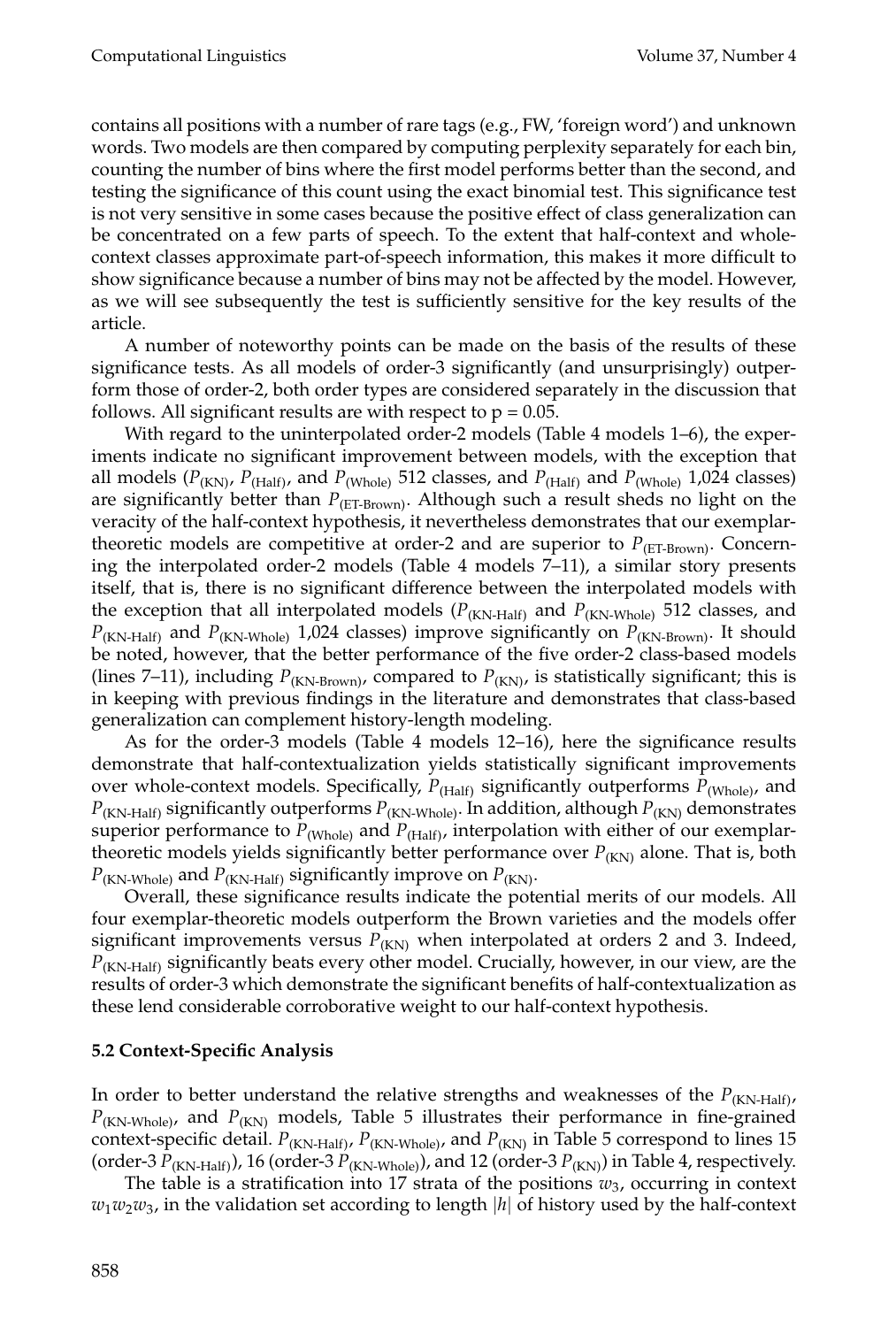contains all positions with a number of rare tags (e.g., FW, 'foreign word') and unknown words. Two models are then compared by computing perplexity separately for each bin, counting the number of bins where the first model performs better than the second, and testing the significance of this count using the exact binomial test. This significance test is not very sensitive in some cases because the positive effect of class generalization can be concentrated on a few parts of speech. To the extent that half-context and whole-context classes approximate part-of-speech information, this makes it more difficult to show significance because a number of bins may not be affected by the model. However, as we will see subsequently the test is sufficiently sensitive for the key results of the article.

A number of noteworthy points can be made on the basis of the results of these significance tests. As all models of order-3 significantly (and unsurprisingly) outperform those of order-2, both order types are considered separately in the discussion that follows. All significant results are with respect to p = 0.05.

With regard to the uninterpolated order-2 models (Table 4 models 1–6), the experiments indicate no significant improvement between models, with the exception that all models ($P_{(\text{KN})}$, $P_{(\text{Half})}$, and $P_{(\text{Whole})}$ 512 classes, and $P_{(\text{Half})}$ and $P_{(\text{Whole})}$ 1,024 classes) are significantly better than $P_{(\text{ET-Brown})}$. Although such a result sheds no light on the veracity of the half-context hypothesis, it nevertheless demonstrates that our exemplar-theoretic models are competitive at order-2 and are superior to $P_{(\text{ET-Brown})}$. Concerning the interpolated order-2 models (Table 4 models 7–11), a similar story presents itself, that is, there is no significant difference between the interpolated models with the exception that all interpolated models ($P_{(\text{KN-Half})}$ and $P_{(\text{KN-Whole})}$ 512 classes, and $P_{(\text{KN-Half})}$ and $P_{(\text{KN-Whole})}$ 1,024 classes) improve significantly on $P_{(\text{KN-Brown})}$. It should be noted, however, that the better performance of the five order-2 class-based models (lines 7–11), including $P_{(\text{KN-Brown})}$, compared to $P_{(\text{KN})}$, is statistically significant; this is in keeping with previous findings in the literature and demonstrates that class-based generalization can complement history-length modeling.

As for the order-3 models (Table 4 models 12–16), here the significance results demonstrate that half-contextualization yields statistically significant improvements over whole-context models. Specifically, $P_{(\text{Half})}$ significantly outperforms $P_{(\text{Whole})}$, and $P_{(\text{KN-Half})}$ significantly outperforms $P_{(\text{KN-Whole})}$. In addition, although $P_{(\text{KN})}$ demonstrates superior performance to $P_{(\text{Whole})}$ and $P_{(\text{Half})}$, interpolation with either of our exemplar-theoretic models yields significantly better performance over $P_{(\text{KN})}$ alone. That is, both $P_{(\text{KN-Whole})}$ and $P_{(\text{KN-Half})}$ significantly improve on $P_{(\text{KN})}$.

Overall, these significance results indicate the potential merits of our models. All four exemplar-theoretic models outperform the Brown varieties and the models offer significant improvements versus $P_{(\text{KN})}$ when interpolated at orders 2 and 3. Indeed, $P_{(\text{KN-Half})}$ significantly beats every other model. Crucially, however, in our view, are the results of order-3 which demonstrate the significant benefits of half-contextualization as these lend considerable corroborative weight to our half-context hypothesis.

### 5.2 Context-Specific Analysis

In order to better understand the relative strengths and weaknesses of the $P_{(\text{KN-Half})}$, $P_{(\text{KN-Whole})}$, and $P_{(\text{KN})}$ models, Table 5 illustrates their performance in fine-grained context-specific detail. $P_{(\text{KN-Half})}$, $P_{(\text{KN-Whole})}$, and $P_{(\text{KN})}$ in Table 5 correspond to lines 15 (order-3 $P_{(\text{KN-Half})}$), 16 (order-3 $P_{(\text{KN-Whole})}$), and 12 (order-3 $P_{(\text{KN})}$) in Table 4, respectively.

The table is a stratification into 17 strata of the positions $w_3$, occurring in context $w_1w_2w_3$, in the validation set according to length $|h|$ of history used by the half-context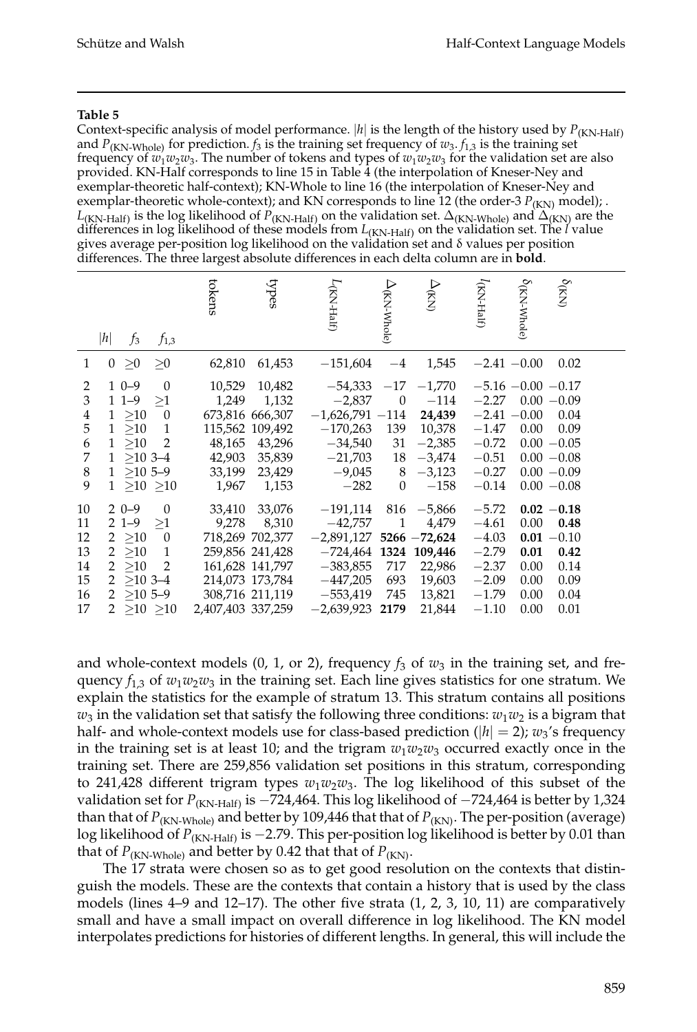**Table 5**

Context-specific analysis of model performance. $|h|$ is the length of the history used by $P_{(\text{KN-Half})}$ and $P_{(\text{KN-Whole})}$ for prediction. $f_3$ is the training set frequency of $w_3$. $f_{1,3}$ is the training set frequency of $w_1w_2w_3$. The number of tokens and types of $w_1w_2w_3$ for the validation set are also provided. KN-Half corresponds to line 15 in Table 4 (the interpolation of Kneser-Ney and exemplar-theoretic half-context); KN-Whole to line 16 (the interpolation of Kneser-Ney and exemplar-theoretic whole-context); and KN corresponds to line 12 (the order-3 $P_{(\text{KN})}$ model); . $L_{(\text{KN-Half})}$ is the log likelihood of $P_{(\text{KN-Half})}$ on the validation set. $\Delta_{(\text{KN-Whole})}$ and $\Delta_{(\text{KN})}$ are the differences in log likelihood of these models from $L_{(\text{KN-Half})}$ on the validation set. The $l$ value gives average per-position log likelihood on the validation set and δ values per position differences. The three largest absolute differences in each delta column are in **bold**.

| | $\|h\|$ | $f_3$ | $f_{1,3}$ | tokens | types | $L_{(\text{KN-Half})}$ | $\Delta_{(\text{KN-Whole})}$ | $\Delta_{(\text{KN})}$ | $l_{(\text{KN-Half})}$ | $\delta_{(\text{KN-Whole})}$ | $\delta_{(\text{KN})}$ |
|---|---|---|---|---|---|---|---|---|---|---|---|
| 1 | 0 | ≥0 | ≥0 | 62,810 | 61,453 | −151,604 | −4 | 1,545 | −2.41 | −0.00 | 0.02 |
| 2 | 1 | 0–9 | 0 | 10,529 | 10,482 | −54,333 | −17 | −1,770 | −5.16 | −0.00 | −0.17 |
| 3 | 1 | 1–9 | ≥1 | 1,249 | 1,132 | −2,837 | 0 | −114 | −2.27 | 0.00 | −0.09 |
| 4 | 1 | ≥10 | 0 | 673,816 | 666,307 | −1,626,791 | −114 | **24,439** | −2.41 | −0.00 | 0.04 |
| 5 | 1 | ≥10 | 1 | 115,562 | 109,492 | −170,263 | 139 | 10,378 | −1.47 | 0.00 | 0.09 |
| 6 | 1 | ≥10 | 2 | 48,165 | 43,296 | −34,540 | 31 | −2,385 | −0.72 | 0.00 | −0.05 |
| 7 | 1 | ≥10 | 3–4 | 42,903 | 35,839 | −21,703 | 18 | −3,474 | −0.51 | 0.00 | −0.08 |
| 8 | 1 | ≥10 | 5–9 | 33,199 | 23,429 | −9,045 | 8 | −3,123 | −0.27 | 0.00 | −0.09 |
| 9 | 1 | ≥10 | ≥10 | 1,967 | 1,153 | −282 | 0 | −158 | −0.14 | 0.00 | −0.08 |
| 10 | 2 | 0–9 | 0 | 33,410 | 33,076 | −191,114 | 816 | −5,866 | −5.72 | **0.02** | **−0.18** |
| 11 | 2 | 1–9 | ≥1 | 9,278 | 8,310 | −42,757 | 1 | 4,479 | −4.61 | 0.00 | **0.48** |
| 12 | 2 | ≥10 | 0 | 718,269 | 702,377 | −2,891,127 | **5266** | **−72,624** | −4.03 | **0.01** | −0.10 |
| 13 | 2 | ≥10 | 1 | 259,856 | 241,428 | −724,464 | **1324** | **109,446** | −2.79 | **0.01** | **0.42** |
| 14 | 2 | ≥10 | 2 | 161,628 | 141,797 | −383,855 | 717 | 22,986 | −2.37 | 0.00 | 0.14 |
| 15 | 2 | ≥10 | 3–4 | 214,073 | 173,784 | −447,205 | 693 | 19,603 | −2.09 | 0.00 | 0.09 |
| 16 | 2 | ≥10 | 5–9 | 308,716 | 211,119 | −553,419 | 745 | 13,821 | −1.79 | 0.00 | 0.04 |
| 17 | 2 | ≥10 | ≥10 | 2,407,403 | 337,259 | −2,639,923 | **2179** | 21,844 | −1.10 | 0.00 | 0.01 |

and whole-context models (0, 1, or 2), frequency $f_3$ of $w_3$ in the training set, and frequency $f_{1,3}$ of $w_1w_2w_3$ in the training set. Each line gives statistics for one stratum. We explain the statistics for the example of stratum 13. This stratum contains all positions $w_3$ in the validation set that satisfy the following three conditions: $w_1w_2$ is a bigram that half- and whole-context models use for class-based prediction ($|h| = 2$); $w_3$'s frequency in the training set is at least 10; and the trigram $w_1w_2w_3$ occurred exactly once in the training set. There are 259,856 validation set positions in this stratum, corresponding to 241,428 different trigram types $w_1w_2w_3$. The log likelihood of this subset of the validation set for $P_{(\text{KN-Half})}$ is −724,464. This log likelihood of −724,464 is better by 1,324 than that of $P_{(\text{KN-Whole})}$ and better by 109,446 that that of $P_{(\text{KN})}$. The per-position (average) log likelihood of $P_{(\text{KN-Half})}$ is −2.79. This per-position log likelihood is better by 0.01 than that of $P_{(\text{KN-Whole})}$ and better by 0.42 that that of $P_{(\text{KN})}$.

The 17 strata were chosen so as to get good resolution on the contexts that distinguish the models. These are the contexts that contain a history that is used by the class models (lines 4–9 and 12–17). The other five strata (1, 2, 3, 10, 11) are comparatively small and have a small impact on overall difference in log likelihood. The KN model interpolates predictions for histories of different lengths. In general, this will include the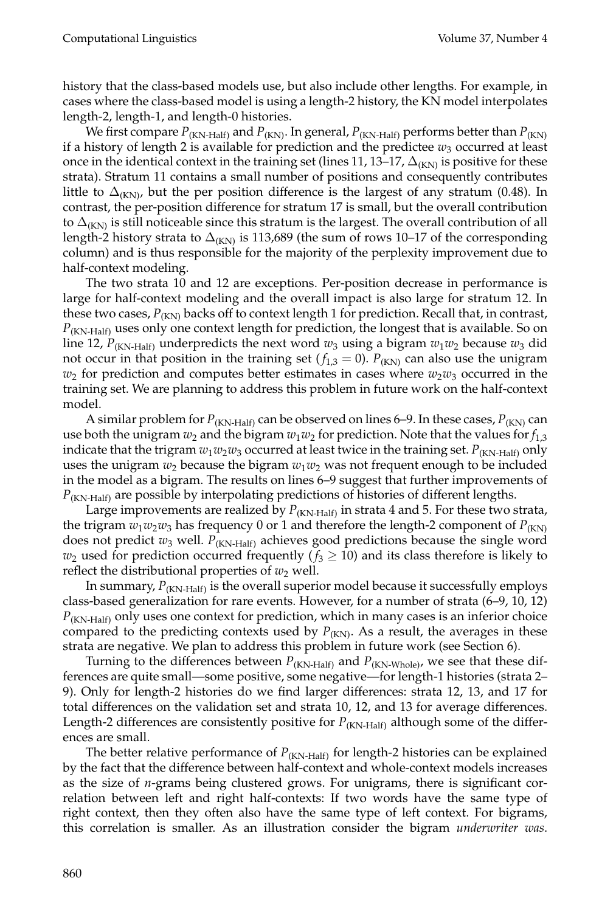history that the class-based models use, but also include other lengths. For example, in cases where the class-based model is using a length-2 history, the KN model interpolates length-2, length-1, and length-0 histories.

We first compare $P_{\text{(KN-Half)}}$ and $P_{\text{(KN)}}$. In general, $P_{\text{(KN-Half)}}$ performs better than $P_{\text{(KN)}}$ if a history of length 2 is available for prediction and the predictee $w_3$ occurred at least once in the identical context in the training set (lines 11, 13–17, $\Delta_{\text{(KN)}}$ is positive for these strata). Stratum 11 contains a small number of positions and consequently contributes little to $\Delta_{\text{(KN)}}$, but the per position difference is the largest of any stratum (0.48). In contrast, the per-position difference for stratum 17 is small, but the overall contribution to $\Delta_{\text{(KN)}}$ is still noticeable since this stratum is the largest. The overall contribution of all length-2 history strata to $\Delta_{\text{(KN)}}$ is 113,689 (the sum of rows 10–17 of the corresponding column) and is thus responsible for the majority of the perplexity improvement due to half-context modeling.

The two strata 10 and 12 are exceptions. Per-position decrease in performance is large for half-context modeling and the overall impact is also large for stratum 12. In these two cases, $P_{\text{(KN)}}$ backs off to context length 1 for prediction. Recall that, in contrast, $P_{\text{(KN-Half)}}$ uses only one context length for prediction, the longest that is available. So on line 12, $P_{\text{(KN-Half)}}$ underpredicts the next word $w_3$ using a bigram $w_1 w_2$ because $w_3$ did not occur in that position in the training set ($f_{1,3} = 0$). $P_{\text{(KN)}}$ can also use the unigram $w_2$ for prediction and computes better estimates in cases where $w_2 w_3$ occurred in the training set. We are planning to address this problem in future work on the half-context model.

A similar problem for $P_{\text{(KN-Half)}}$ can be observed on lines 6–9. In these cases, $P_{\text{(KN)}}$ can use both the unigram $w_2$ and the bigram $w_1 w_2$ for prediction. Note that the values for $f_{1,3}$ indicate that the trigram $w_1 w_2 w_3$ occurred at least twice in the training set. $P_{\text{(KN-Half)}}$ only uses the unigram $w_2$ because the bigram $w_1 w_2$ was not frequent enough to be included in the model as a bigram. The results on lines 6–9 suggest that further improvements of $P_{\text{(KN-Half)}}$ are possible by interpolating predictions of histories of different lengths.

Large improvements are realized by $P_{\text{(KN-Half)}}$ in strata 4 and 5. For these two strata, the trigram $w_1 w_2 w_3$ has frequency 0 or 1 and therefore the length-2 component of $P_{\text{(KN)}}$ does not predict $w_3$ well. $P_{\text{(KN-Half)}}$ achieves good predictions because the single word $w_2$ used for prediction occurred frequently ($f_3 \geq 10$) and its class therefore is likely to reflect the distributional properties of $w_2$ well.

In summary, $P_{\text{(KN-Half)}}$ is the overall superior model because it successfully employs class-based generalization for rare events. However, for a number of strata (6–9, 10, 12) $P_{\text{(KN-Half)}}$ only uses one context for prediction, which in many cases is an inferior choice compared to the predicting contexts used by $P_{\text{(KN)}}$. As a result, the averages in these strata are negative. We plan to address this problem in future work (see Section 6).

Turning to the differences between $P_{\text{(KN-Half)}}$ and $P_{\text{(KN-Whole)}}$, we see that these differences are quite small—some positive, some negative—for length-1 histories (strata 2–9). Only for length-2 histories do we find larger differences: strata 12, 13, and 17 for total differences on the validation set and strata 10, 12, and 13 for average differences. Length-2 differences are consistently positive for $P_{\text{(KN-Half)}}$ although some of the differences are small.

The better relative performance of $P_{\text{(KN-Half)}}$ for length-2 histories can be explained by the fact that the difference between half-context and whole-context models increases as the size of *n*-grams being clustered grows. For unigrams, there is significant correlation between left and right half-contexts: If two words have the same type of right context, then they often also have the same type of left context. For bigrams, this correlation is smaller. As an illustration consider the bigram *underwriter was*.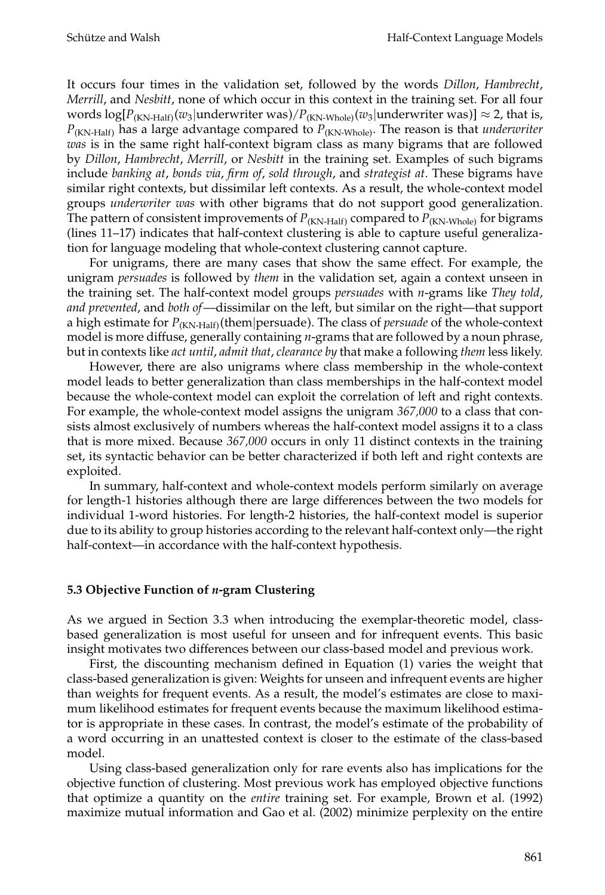It occurs four times in the validation set, followed by the words *Dillon*, *Hambrecht*, *Merrill*, and *Nesbitt*, none of which occur in this context in the training set. For all four words $\log[P_{(\text{KN-Half})}(w_3|\text{underwriter was})/P_{(\text{KN-Whole})}(w_3|\text{underwriter was})] \approx 2$, that is, $P_{(\text{KN-Half})}$ has a large advantage compared to $P_{(\text{KN-Whole})}$. The reason is that *underwriter was* is in the same right half-context bigram class as many bigrams that are followed by *Dillon*, *Hambrecht*, *Merrill*, or *Nesbitt* in the training set. Examples of such bigrams include *banking at*, *bonds via*, *firm of*, *sold through*, and *strategist at*. These bigrams have similar right contexts, but dissimilar left contexts. As a result, the whole-context model groups *underwriter was* with other bigrams that do not support good generalization. The pattern of consistent improvements of $P_{(\text{KN-Half})}$ compared to $P_{(\text{KN-Whole})}$ for bigrams (lines 11–17) indicates that half-context clustering is able to capture useful generalization for language modeling that whole-context clustering cannot capture.

For unigrams, there are many cases that show the same effect. For example, the unigram *persuades* is followed by *them* in the validation set, again a context unseen in the training set. The half-context model groups *persuades* with *n*-grams like *They told*, *and prevented*, and *both of*—dissimilar on the left, but similar on the right—that support a high estimate for $P_{(\text{KN-Half})}(\text{them}|\text{persuade})$. The class of *persuade* of the whole-context model is more diffuse, generally containing *n*-grams that are followed by a noun phrase, but in contexts like *act until*, *admit that*, *clearance by* that make a following *them* less likely.

However, there are also unigrams where class membership in the whole-context model leads to better generalization than class memberships in the half-context model because the whole-context model can exploit the correlation of left and right contexts. For example, the whole-context model assigns the unigram *367,000* to a class that consists almost exclusively of numbers whereas the half-context model assigns it to a class that is more mixed. Because *367,000* occurs in only 11 distinct contexts in the training set, its syntactic behavior can be better characterized if both left and right contexts are exploited.

In summary, half-context and whole-context models perform similarly on average for length-1 histories although there are large differences between the two models for individual 1-word histories. For length-2 histories, the half-context model is superior due to its ability to group histories according to the relevant half-context only—the right half-context—in accordance with the half-context hypothesis.

### 5.3 Objective Function of *n*-gram Clustering

As we argued in Section 3.3 when introducing the exemplar-theoretic model, class-based generalization is most useful for unseen and for infrequent events. This basic insight motivates two differences between our class-based model and previous work.

First, the discounting mechanism defined in Equation (1) varies the weight that class-based generalization is given: Weights for unseen and infrequent events are higher than weights for frequent events. As a result, the model's estimates are close to maximum likelihood estimates for frequent events because the maximum likelihood estimator is appropriate in these cases. In contrast, the model's estimate of the probability of a word occurring in an unattested context is closer to the estimate of the class-based model.

Using class-based generalization only for rare events also has implications for the objective function of clustering. Most previous work has employed objective functions that optimize a quantity on the *entire* training set. For example, Brown et al. (1992) maximize mutual information and Gao et al. (2002) minimize perplexity on the entire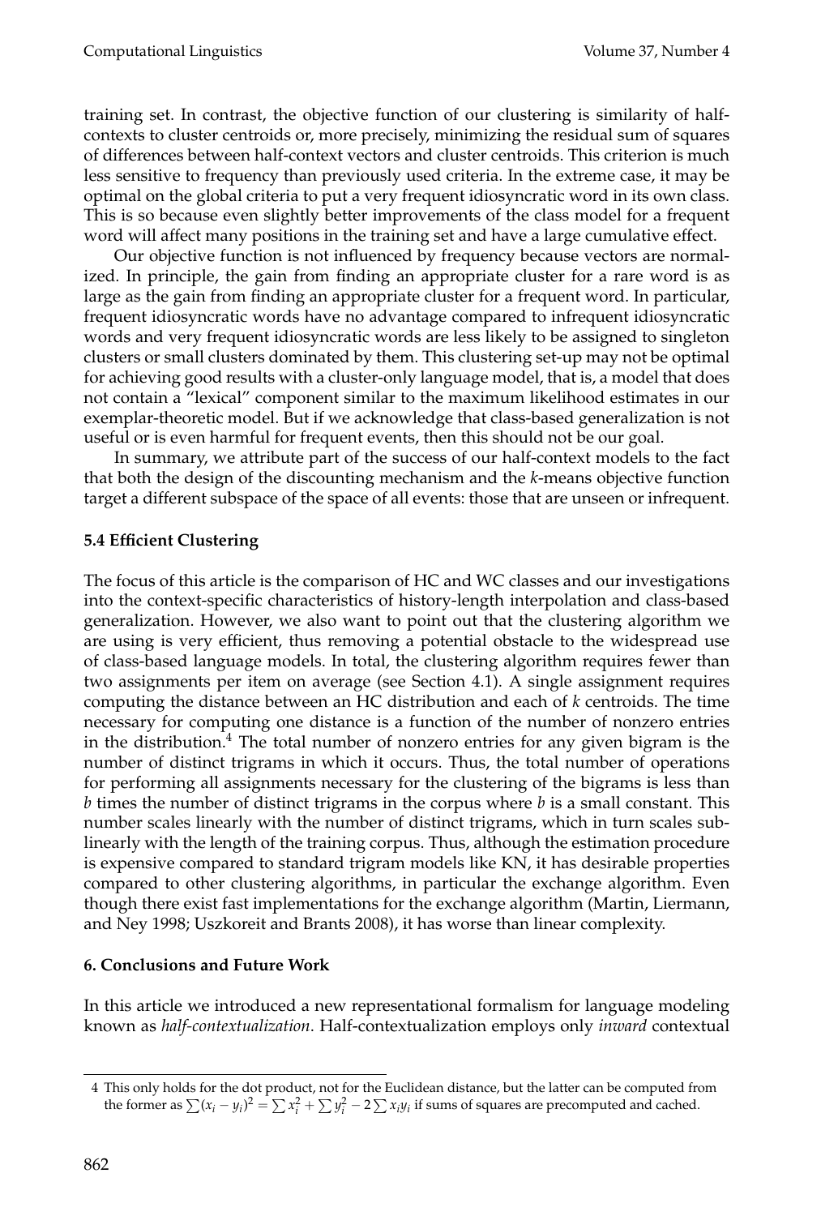training set. In contrast, the objective function of our clustering is similarity of half-contexts to cluster centroids or, more precisely, minimizing the residual sum of squares of differences between half-context vectors and cluster centroids. This criterion is much less sensitive to frequency than previously used criteria. In the extreme case, it may be optimal on the global criteria to put a very frequent idiosyncratic word in its own class. This is so because even slightly better improvements of the class model for a frequent word will affect many positions in the training set and have a large cumulative effect.

Our objective function is not influenced by frequency because vectors are normalized. In principle, the gain from finding an appropriate cluster for a rare word is as large as the gain from finding an appropriate cluster for a frequent word. In particular, frequent idiosyncratic words have no advantage compared to infrequent idiosyncratic words and very frequent idiosyncratic words are less likely to be assigned to singleton clusters or small clusters dominated by them. This clustering set-up may not be optimal for achieving good results with a cluster-only language model, that is, a model that does not contain a "lexical" component similar to the maximum likelihood estimates in our exemplar-theoretic model. But if we acknowledge that class-based generalization is not useful or is even harmful for frequent events, then this should not be our goal.

In summary, we attribute part of the success of our half-context models to the fact that both the design of the discounting mechanism and the *k*-means objective function target a different subspace of the space of all events: those that are unseen or infrequent.

### 5.4 Efficient Clustering

The focus of this article is the comparison of HC and WC classes and our investigations into the context-specific characteristics of history-length interpolation and class-based generalization. However, we also want to point out that the clustering algorithm we are using is very efficient, thus removing a potential obstacle to the widespread use of class-based language models. In total, the clustering algorithm requires fewer than two assignments per item on average (see Section 4.1). A single assignment requires computing the distance between an HC distribution and each of *k* centroids. The time necessary for computing one distance is a function of the number of nonzero entries in the distribution.[4] The total number of nonzero entries for any given bigram is the number of distinct trigrams in which it occurs. Thus, the total number of operations for performing all assignments necessary for the clustering of the bigrams is less than *b* times the number of distinct trigrams in the corpus where *b* is a small constant. This number scales linearly with the number of distinct trigrams, which in turn scales sublinearly with the length of the training corpus. Thus, although the estimation procedure is expensive compared to standard trigram models like KN, it has desirable properties compared to other clustering algorithms, in particular the exchange algorithm. Even though there exist fast implementations for the exchange algorithm (Martin, Liermann, and Ney 1998; Uszkoreit and Brants 2008), it has worse than linear complexity.

## 6. Conclusions and Future Work

In this article we introduced a new representational formalism for language modeling known as *half-contextualization*. Half-contextualization employs only *inward* contextual

---

[4] This only holds for the dot product, not for the Euclidean distance, but the latter can be computed from the former as $\sum(x_i - y_i)^2 = \sum x_i^2 + \sum y_i^2 - 2\sum x_i y_i$ if sums of squares are precomputed and cached.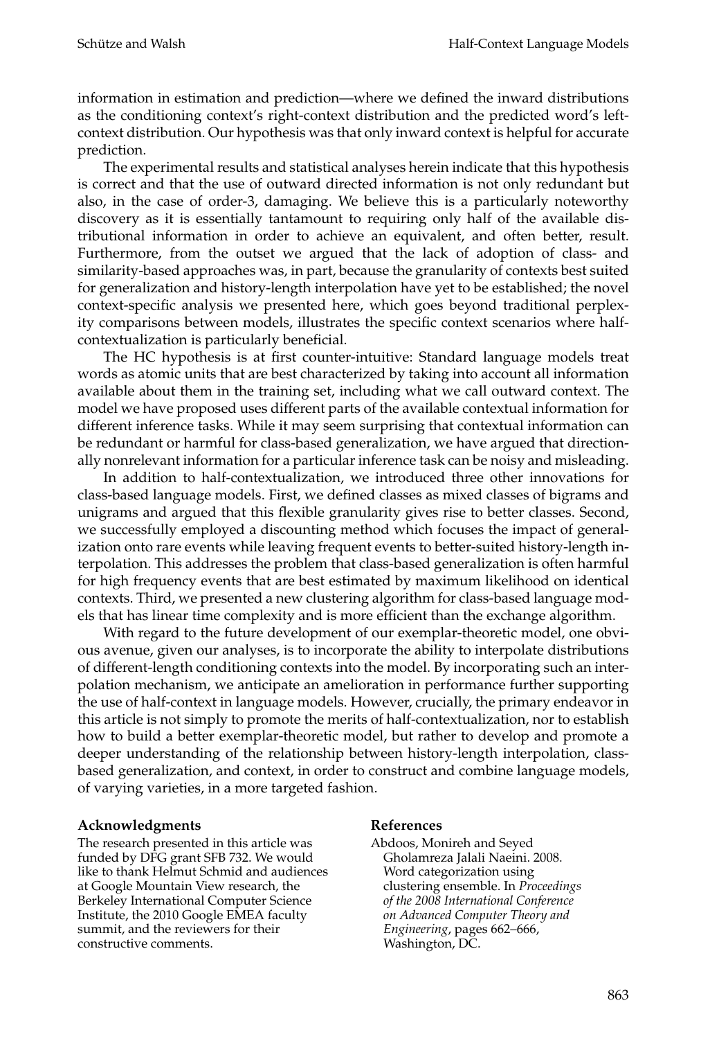information in estimation and prediction—where we defined the inward distributions as the conditioning context's right-context distribution and the predicted word's left-context distribution. Our hypothesis was that only inward context is helpful for accurate prediction.

The experimental results and statistical analyses herein indicate that this hypothesis is correct and that the use of outward directed information is not only redundant but also, in the case of order-3, damaging. We believe this is a particularly noteworthy discovery as it is essentially tantamount to requiring only half of the available distributional information in order to achieve an equivalent, and often better, result. Furthermore, from the outset we argued that the lack of adoption of class- and similarity-based approaches was, in part, because the granularity of contexts best suited for generalization and history-length interpolation have yet to be established; the novel context-specific analysis we presented here, which goes beyond traditional perplexity comparisons between models, illustrates the specific context scenarios where half-contextualization is particularly beneficial.

The HC hypothesis is at first counter-intuitive: Standard language models treat words as atomic units that are best characterized by taking into account all information available about them in the training set, including what we call outward context. The model we have proposed uses different parts of the available contextual information for different inference tasks. While it may seem surprising that contextual information can be redundant or harmful for class-based generalization, we have argued that directionally nonrelevant information for a particular inference task can be noisy and misleading.

In addition to half-contextualization, we introduced three other innovations for class-based language models. First, we defined classes as mixed classes of bigrams and unigrams and argued that this flexible granularity gives rise to better classes. Second, we successfully employed a discounting method which focuses the impact of generalization onto rare events while leaving frequent events to better-suited history-length interpolation. This addresses the problem that class-based generalization is often harmful for high frequency events that are best estimated by maximum likelihood on identical contexts. Third, we presented a new clustering algorithm for class-based language models that has linear time complexity and is more efficient than the exchange algorithm.

With regard to the future development of our exemplar-theoretic model, one obvious avenue, given our analyses, is to incorporate the ability to interpolate distributions of different-length conditioning contexts into the model. By incorporating such an interpolation mechanism, we anticipate an amelioration in performance further supporting the use of half-context in language models. However, crucially, the primary endeavor in this article is not simply to promote the merits of half-contextualization, nor to establish how to build a better exemplar-theoretic model, but rather to develop and promote a deeper understanding of the relationship between history-length interpolation, class-based generalization, and context, in order to construct and combine language models, of varying varieties, in a more targeted fashion.

## Acknowledgments

The research presented in this article was funded by DFG grant SFB 732. We would like to thank Helmut Schmid and audiences at Google Mountain View research, the Berkeley International Computer Science Institute, the 2010 Google EMEA faculty summit, and the reviewers for their constructive comments.

## References

Abdoos, Monireh and Seyed Gholamreza Jalali Naeini. 2008. Word categorization using clustering ensemble. In *Proceedings of the 2008 International Conference on Advanced Computer Theory and Engineering*, pages 662–666, Washington, DC.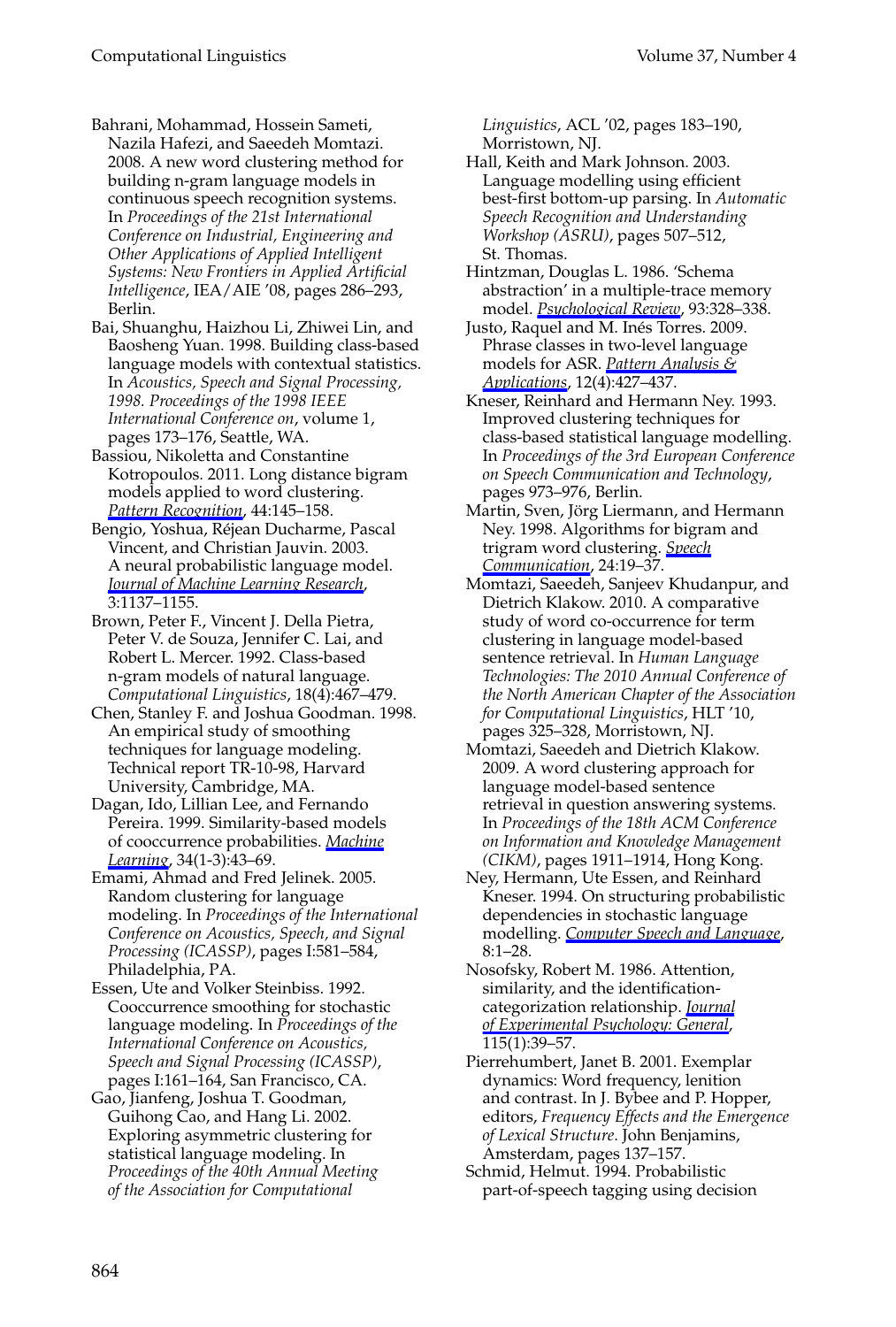Bahrani, Mohammad, Hossein Sameti, Nazila Hafezi, and Saeedeh Momtazi. 2008. A new word clustering method for building n-gram language models in continuous speech recognition systems. In *Proceedings of the 21st International Conference on Industrial, Engineering and Other Applications of Applied Intelligent Systems: New Frontiers in Applied Artificial Intelligence*, IEA/AIE '08, pages 286–293, Berlin.

Bai, Shuanghu, Haizhou Li, Zhiwei Lin, and Baosheng Yuan. 1998. Building class-based language models with contextual statistics. In *Acoustics, Speech and Signal Processing, 1998. Proceedings of the 1998 IEEE International Conference on*, volume 1, pages 173–176, Seattle, WA.

Bassiou, Nikoletta and Constantine Kotropoulos. 2011. Long distance bigram models applied to word clustering. *Pattern Recognition*, 44:145–158.

Bengio, Yoshua, Réjean Ducharme, Pascal Vincent, and Christian Jauvin. 2003. A neural probabilistic language model. *Journal of Machine Learning Research*, 3:1137–1155.

Brown, Peter F., Vincent J. Della Pietra, Peter V. de Souza, Jennifer C. Lai, and Robert L. Mercer. 1992. Class-based n-gram models of natural language. *Computational Linguistics*, 18(4):467–479.

Chen, Stanley F. and Joshua Goodman. 1998. An empirical study of smoothing techniques for language modeling. Technical report TR-10-98, Harvard University, Cambridge, MA.

Dagan, Ido, Lillian Lee, and Fernando Pereira. 1999. Similarity-based models of cooccurrence probabilities. *Machine Learning*, 34(1-3):43–69.

Emami, Ahmad and Fred Jelinek. 2005. Random clustering for language modeling. In *Proceedings of the International Conference on Acoustics, Speech, and Signal Processing (ICASSP)*, pages I:581–584, Philadelphia, PA.

Essen, Ute and Volker Steinbiss. 1992. Cooccurrence smoothing for stochastic language modeling. In *Proceedings of the International Conference on Acoustics, Speech and Signal Processing (ICASSP)*, pages I:161–164, San Francisco, CA.

Gao, Jianfeng, Joshua T. Goodman, Guihong Cao, and Hang Li. 2002. Exploring asymmetric clustering for statistical language modeling. In *Proceedings of the 40th Annual Meeting of the Association for Computational Linguistics*, ACL '02, pages 183–190, Morristown, NJ.

Hall, Keith and Mark Johnson. 2003. Language modelling using efficient best-first bottom-up parsing. In *Automatic Speech Recognition and Understanding Workshop (ASRU)*, pages 507–512, St. Thomas.

Hintzman, Douglas L. 1986. 'Schema abstraction' in a multiple-trace memory model. *Psychological Review*, 93:328–338.

Justo, Raquel and M. Inés Torres. 2009. Phrase classes in two-level language models for ASR. *Pattern Analysis & Applications*, 12(4):427–437.

Kneser, Reinhard and Hermann Ney. 1993. Improved clustering techniques for class-based statistical language modelling. In *Proceedings of the 3rd European Conference on Speech Communication and Technology*, pages 973–976, Berlin.

Martin, Sven, Jörg Liermann, and Hermann Ney. 1998. Algorithms for bigram and trigram word clustering. *Speech Communication*, 24:19–37.

Momtazi, Saeedeh, Sanjeev Khudanpur, and Dietrich Klakow. 2010. A comparative study of word co-occurrence for term clustering in language model-based sentence retrieval. In *Human Language Technologies: The 2010 Annual Conference of the North American Chapter of the Association for Computational Linguistics*, HLT '10, pages 325–328, Morristown, NJ.

Momtazi, Saeedeh and Dietrich Klakow. 2009. A word clustering approach for language model-based sentence retrieval in question answering systems. In *Proceedings of the 18th ACM Conference on Information and Knowledge Management (CIKM)*, pages 1911–1914, Hong Kong.

Ney, Hermann, Ute Essen, and Reinhard Kneser. 1994. On structuring probabilistic dependencies in stochastic language modelling. *Computer Speech and Language*, 8:1–28.

Nosofsky, Robert M. 1986. Attention, similarity, and the identification-categorization relationship. *Journal of Experimental Psychology: General*, 115(1):39–57.

Pierrehumbert, Janet B. 2001. Exemplar dynamics: Word frequency, lenition and contrast. In J. Bybee and P. Hopper, editors, *Frequency Effects and the Emergence of Lexical Structure*. John Benjamins, Amsterdam, pages 137–157.

Schmid, Helmut. 1994. Probabilistic part-of-speech tagging using decision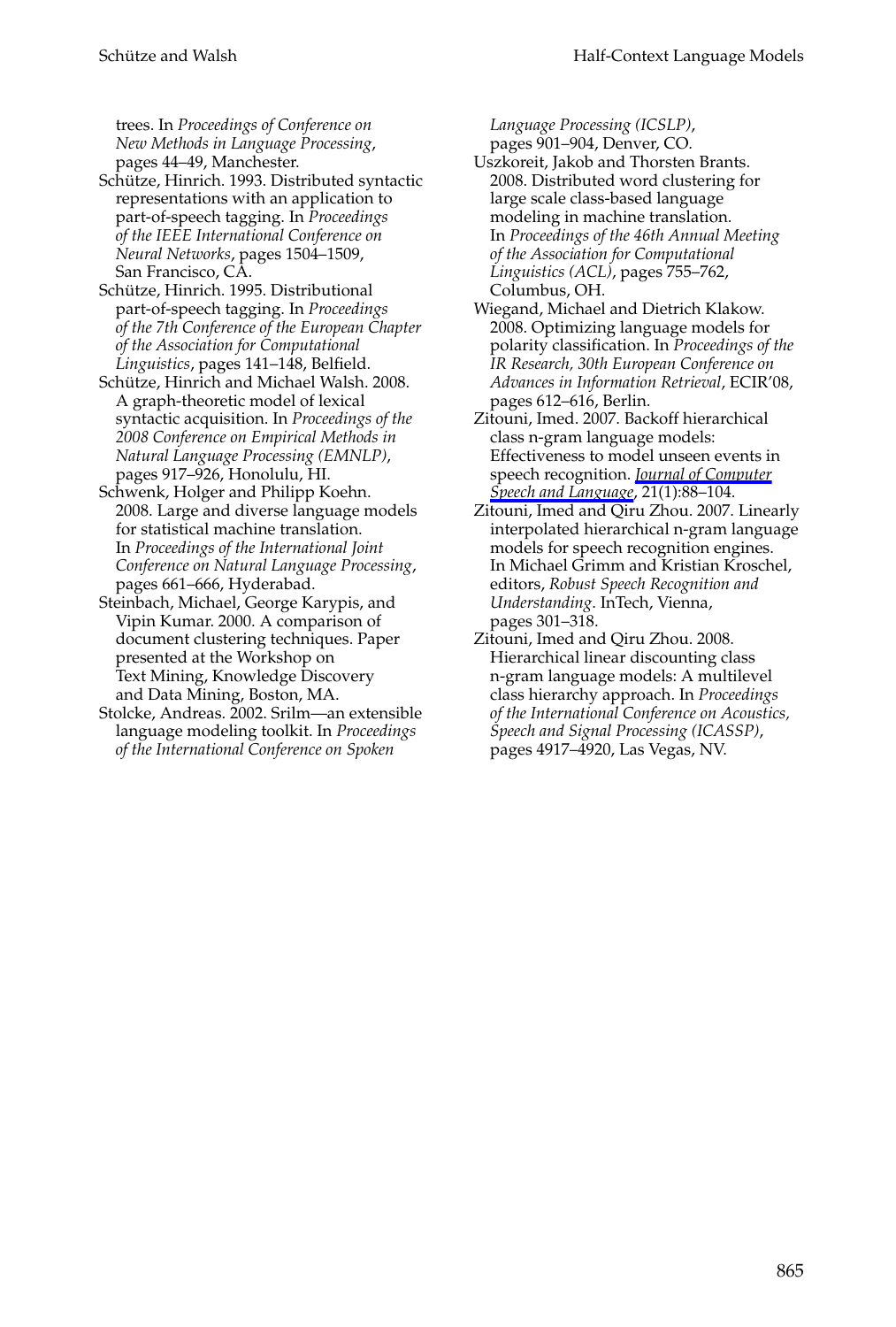trees. In *Proceedings of Conference on New Methods in Language Processing*, pages 44–49, Manchester.

Schütze, Hinrich. 1993. Distributed syntactic representations with an application to part-of-speech tagging. In *Proceedings of the IEEE International Conference on Neural Networks*, pages 1504–1509, San Francisco, CA.

Schütze, Hinrich. 1995. Distributional part-of-speech tagging. In *Proceedings of the 7th Conference of the European Chapter of the Association for Computational Linguistics*, pages 141–148, Belfield.

Schütze, Hinrich and Michael Walsh. 2008. A graph-theoretic model of lexical syntactic acquisition. In *Proceedings of the 2008 Conference on Empirical Methods in Natural Language Processing (EMNLP)*, pages 917–926, Honolulu, HI.

Schwenk, Holger and Philipp Koehn. 2008. Large and diverse language models for statistical machine translation. In *Proceedings of the International Joint Conference on Natural Language Processing*, pages 661–666, Hyderabad.

Steinbach, Michael, George Karypis, and Vipin Kumar. 2000. A comparison of document clustering techniques. Paper presented at the Workshop on Text Mining, Knowledge Discovery and Data Mining, Boston, MA.

Stolcke, Andreas. 2002. Srilm—an extensible language modeling toolkit. In *Proceedings of the International Conference on Spoken Language Processing (ICSLP)*, pages 901–904, Denver, CO.

Uszkoreit, Jakob and Thorsten Brants. 2008. Distributed word clustering for large scale class-based language modeling in machine translation. In *Proceedings of the 46th Annual Meeting of the Association for Computational Linguistics (ACL)*, pages 755–762, Columbus, OH.

Wiegand, Michael and Dietrich Klakow. 2008. Optimizing language models for polarity classification. In *Proceedings of the IR Research, 30th European Conference on Advances in Information Retrieval*, ECIR'08, pages 612–616, Berlin.

Zitouni, Imed. 2007. Backoff hierarchical class n-gram language models: Effectiveness to model unseen events in speech recognition. *Journal of Computer Speech and Language*, 21(1):88–104.

Zitouni, Imed and Qiru Zhou. 2007. Linearly interpolated hierarchical n-gram language models for speech recognition engines. In Michael Grimm and Kristian Kroschel, editors, *Robust Speech Recognition and Understanding*. InTech, Vienna, pages 301–318.

Zitouni, Imed and Qiru Zhou. 2008. Hierarchical linear discounting class n-gram language models: A multilevel class hierarchy approach. In *Proceedings of the International Conference on Acoustics, Speech and Signal Processing (ICASSP)*, pages 4917–4920, Las Vegas, NV.